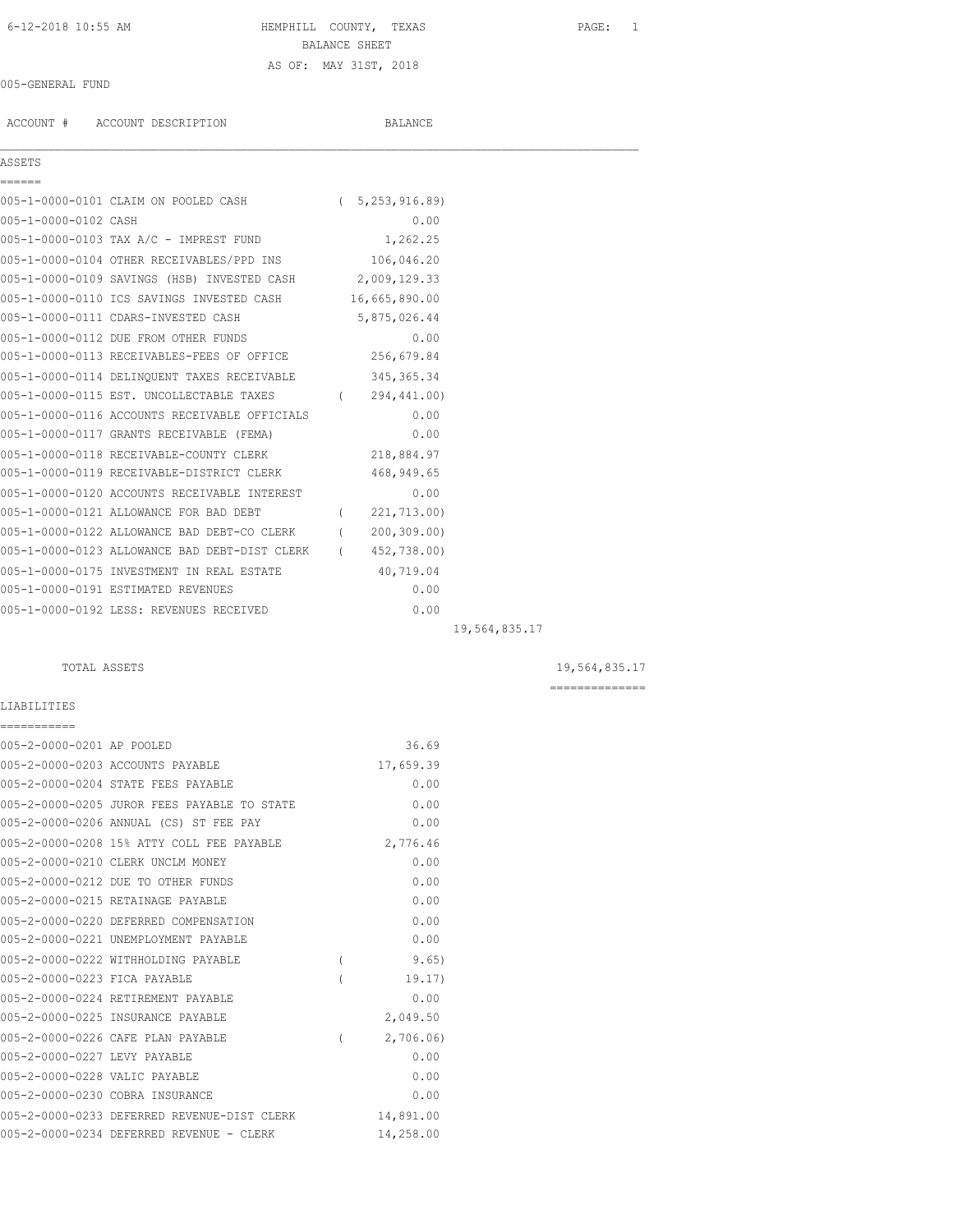HEMPHILL COUNTY, TEXAS
BALANCE SHEET
AS OF: MAY 31ST, 2018

005-GENERAL FUND

| ACCOUNT # | ACCOUNT DESCRIPTION | BALANCE | | |
|---|---|---|---|---|
| **ASSETS** | | | | |
| 005-1-0000-0101 | CLAIM ON POOLED CASH | ( 5,253,916.89) | | |
| 005-1-0000-0102 | CASH | 0.00 | | |
| 005-1-0000-0103 | TAX A/C - IMPREST FUND | 1,262.25 | | |
| 005-1-0000-0104 | OTHER RECEIVABLES/PPD INS | 106,046.20 | | |
| 005-1-0000-0109 | SAVINGS (HSB) INVESTED CASH | 2,009,129.33 | | |
| 005-1-0000-0110 | ICS SAVINGS INVESTED CASH | 16,665,890.00 | | |
| 005-1-0000-0111 | CDARS-INVESTED CASH | 5,875,026.44 | | |
| 005-1-0000-0112 | DUE FROM OTHER FUNDS | 0.00 | | |
| 005-1-0000-0113 | RECEIVABLES-FEES OF OFFICE | 256,679.84 | | |
| 005-1-0000-0114 | DELINQUENT TAXES RECEIVABLE | 345,365.34 | | |
| 005-1-0000-0115 | EST. UNCOLLECTABLE TAXES | ( 294,441.00) | | |
| 005-1-0000-0116 | ACCOUNTS RECEIVABLE OFFICIALS | 0.00 | | |
| 005-1-0000-0117 | GRANTS RECEIVABLE (FEMA) | 0.00 | | |
| 005-1-0000-0118 | RECEIVABLE-COUNTY CLERK | 218,884.97 | | |
| 005-1-0000-0119 | RECEIVABLE-DISTRICT CLERK | 468,949.65 | | |
| 005-1-0000-0120 | ACCOUNTS RECEIVABLE INTEREST | 0.00 | | |
| 005-1-0000-0121 | ALLOWANCE FOR BAD DEBT | ( 221,713.00) | | |
| 005-1-0000-0122 | ALLOWANCE BAD DEBT-CO CLERK | ( 200,309.00) | | |
| 005-1-0000-0123 | ALLOWANCE BAD DEBT-DIST CLERK | ( 452,738.00) | | |
| 005-1-0000-0175 | INVESTMENT IN REAL ESTATE | 40,719.04 | | |
| 005-1-0000-0191 | ESTIMATED REVENUES | 0.00 | | |
| 005-1-0000-0192 | LESS: REVENUES RECEIVED | 0.00 | | |
| | | | 19,564,835.17 | |
| | TOTAL ASSETS | | | 19,564,835.17 |
| **LIABILITIES** | | | | |
| 005-2-0000-0201 | AP POOLED | 36.69 | | |
| 005-2-0000-0203 | ACCOUNTS PAYABLE | 17,659.39 | | |
| 005-2-0000-0204 | STATE FEES PAYABLE | 0.00 | | |
| 005-2-0000-0205 | JUROR FEES PAYABLE TO STATE | 0.00 | | |
| 005-2-0000-0206 | ANNUAL (CS) ST FEE PAY | 0.00 | | |
| 005-2-0000-0208 | 15% ATTY COLL FEE PAYABLE | 2,776.46 | | |
| 005-2-0000-0210 | CLERK UNCLM MONEY | 0.00 | | |
| 005-2-0000-0212 | DUE TO OTHER FUNDS | 0.00 | | |
| 005-2-0000-0215 | RETAINAGE PAYABLE | 0.00 | | |
| 005-2-0000-0220 | DEFERRED COMPENSATION | 0.00 | | |
| 005-2-0000-0221 | UNEMPLOYMENT PAYABLE | 0.00 | | |
| 005-2-0000-0222 | WITHHOLDING PAYABLE | ( 9.65) | | |
| 005-2-0000-0223 | FICA PAYABLE | ( 19.17) | | |
| 005-2-0000-0224 | RETIREMENT PAYABLE | 0.00 | | |
| 005-2-0000-0225 | INSURANCE PAYABLE | 2,049.50 | | |
| 005-2-0000-0226 | CAFE PLAN PAYABLE | ( 2,706.06) | | |
| 005-2-0000-0227 | LEVY PAYABLE | 0.00 | | |
| 005-2-0000-0228 | VALIC PAYABLE | 0.00 | | |
| 005-2-0000-0230 | COBRA INSURANCE | 0.00 | | |
| 005-2-0000-0233 | DEFERRED REVENUE-DIST CLERK | 14,891.00 | | |
| 005-2-0000-0234 | DEFERRED REVENUE - CLERK | 14,258.00 | | |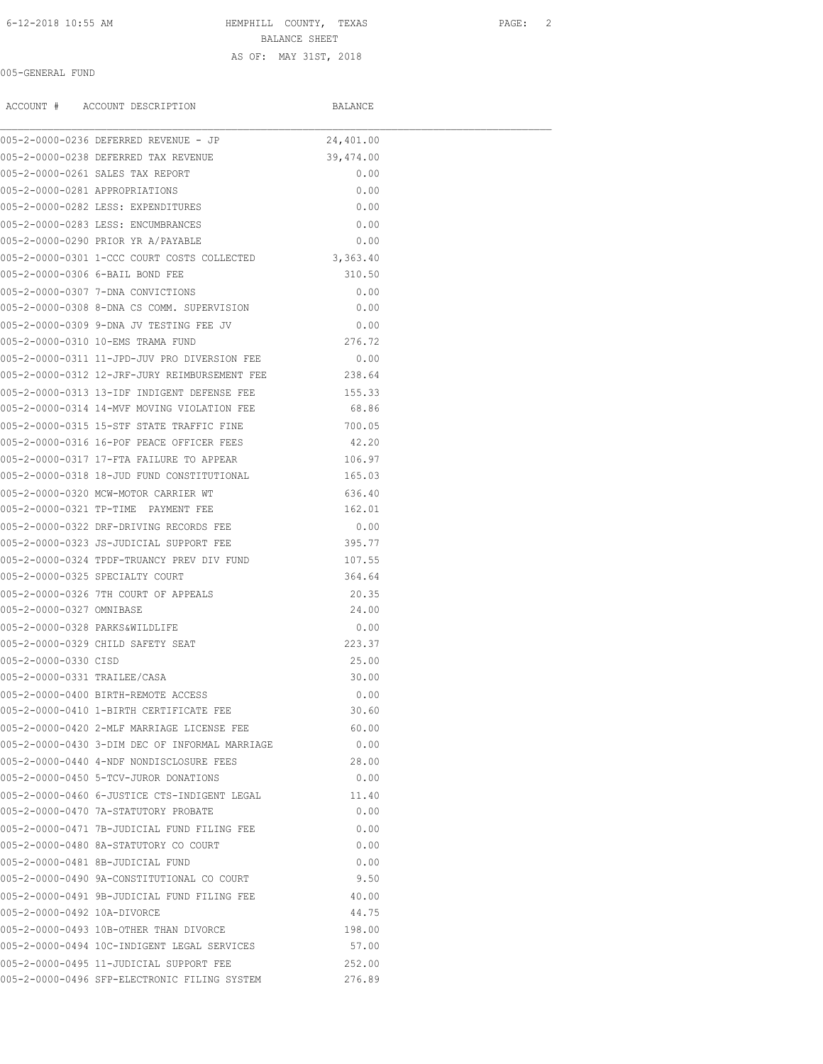HEMPHILL COUNTY, TEXAS

BALANCE SHEET

AS OF: MAY 31ST, 2018

005-GENERAL FUND

| ACCOUNT # | ACCOUNT DESCRIPTION | BALANCE |
|---|---|---|
| 005-2-0000-0236 | DEFERRED REVENUE - JP | 24,401.00 |
| 005-2-0000-0238 | DEFERRED TAX REVENUE | 39,474.00 |
| 005-2-0000-0261 | SALES TAX REPORT | 0.00 |
| 005-2-0000-0281 | APPROPRIATIONS | 0.00 |
| 005-2-0000-0282 | LESS: EXPENDITURES | 0.00 |
| 005-2-0000-0283 | LESS: ENCUMBRANCES | 0.00 |
| 005-2-0000-0290 | PRIOR YR A/PAYABLE | 0.00 |
| 005-2-0000-0301 | 1-CCC COURT COSTS COLLECTED | 3,363.40 |
| 005-2-0000-0306 | 6-BAIL BOND FEE | 310.50 |
| 005-2-0000-0307 | 7-DNA CONVICTIONS | 0.00 |
| 005-2-0000-0308 | 8-DNA CS COMM. SUPERVISION | 0.00 |
| 005-2-0000-0309 | 9-DNA JV TESTING FEE JV | 0.00 |
| 005-2-0000-0310 | 10-EMS TRAMA FUND | 276.72 |
| 005-2-0000-0311 | 11-JPD-JUV PRO DIVERSION FEE | 0.00 |
| 005-2-0000-0312 | 12-JRF-JURY REIMBURSEMENT FEE | 238.64 |
| 005-2-0000-0313 | 13-IDF INDIGENT DEFENSE FEE | 155.33 |
| 005-2-0000-0314 | 14-MVF MOVING VIOLATION FEE | 68.86 |
| 005-2-0000-0315 | 15-STF STATE TRAFFIC FINE | 700.05 |
| 005-2-0000-0316 | 16-POF PEACE OFFICER FEES | 42.20 |
| 005-2-0000-0317 | 17-FTA FAILURE TO APPEAR | 106.97 |
| 005-2-0000-0318 | 18-JUD FUND CONSTITUTIONAL | 165.03 |
| 005-2-0000-0320 | MCW-MOTOR CARRIER WT | 636.40 |
| 005-2-0000-0321 | TP-TIME PAYMENT FEE | 162.01 |
| 005-2-0000-0322 | DRF-DRIVING RECORDS FEE | 0.00 |
| 005-2-0000-0323 | JS-JUDICIAL SUPPORT FEE | 395.77 |
| 005-2-0000-0324 | TPDF-TRUANCY PREV DIV FUND | 107.55 |
| 005-2-0000-0325 | SPECIALTY COURT | 364.64 |
| 005-2-0000-0326 | 7TH COURT OF APPEALS | 20.35 |
| 005-2-0000-0327 | OMNIBASE | 24.00 |
| 005-2-0000-0328 | PARKS&WILDLIFE | 0.00 |
| 005-2-0000-0329 | CHILD SAFETY SEAT | 223.37 |
| 005-2-0000-0330 | CISD | 25.00 |
| 005-2-0000-0331 | TRAILEE/CASA | 30.00 |
| 005-2-0000-0400 | BIRTH-REMOTE ACCESS | 0.00 |
| 005-2-0000-0410 | 1-BIRTH CERTIFICATE FEE | 30.60 |
| 005-2-0000-0420 | 2-MLF MARRIAGE LICENSE FEE | 60.00 |
| 005-2-0000-0430 | 3-DIM DEC OF INFORMAL MARRIAGE | 0.00 |
| 005-2-0000-0440 | 4-NDF NONDISCLOSURE FEES | 28.00 |
| 005-2-0000-0450 | 5-TCV-JUROR DONATIONS | 0.00 |
| 005-2-0000-0460 | 6-JUSTICE CTS-INDIGENT LEGAL | 11.40 |
| 005-2-0000-0470 | 7A-STATUTORY PROBATE | 0.00 |
| 005-2-0000-0471 | 7B-JUDICIAL FUND FILING FEE | 0.00 |
| 005-2-0000-0480 | 8A-STATUTORY CO COURT | 0.00 |
| 005-2-0000-0481 | 8B-JUDICIAL FUND | 0.00 |
| 005-2-0000-0490 | 9A-CONSTITUTIONAL CO COURT | 9.50 |
| 005-2-0000-0491 | 9B-JUDICIAL FUND FILING FEE | 40.00 |
| 005-2-0000-0492 | 10A-DIVORCE | 44.75 |
| 005-2-0000-0493 | 10B-OTHER THAN DIVORCE | 198.00 |
| 005-2-0000-0494 | 10C-INDIGENT LEGAL SERVICES | 57.00 |
| 005-2-0000-0495 | 11-JUDICIAL SUPPORT FEE | 252.00 |
| 005-2-0000-0496 | SFP-ELECTRONIC FILING SYSTEM | 276.89 |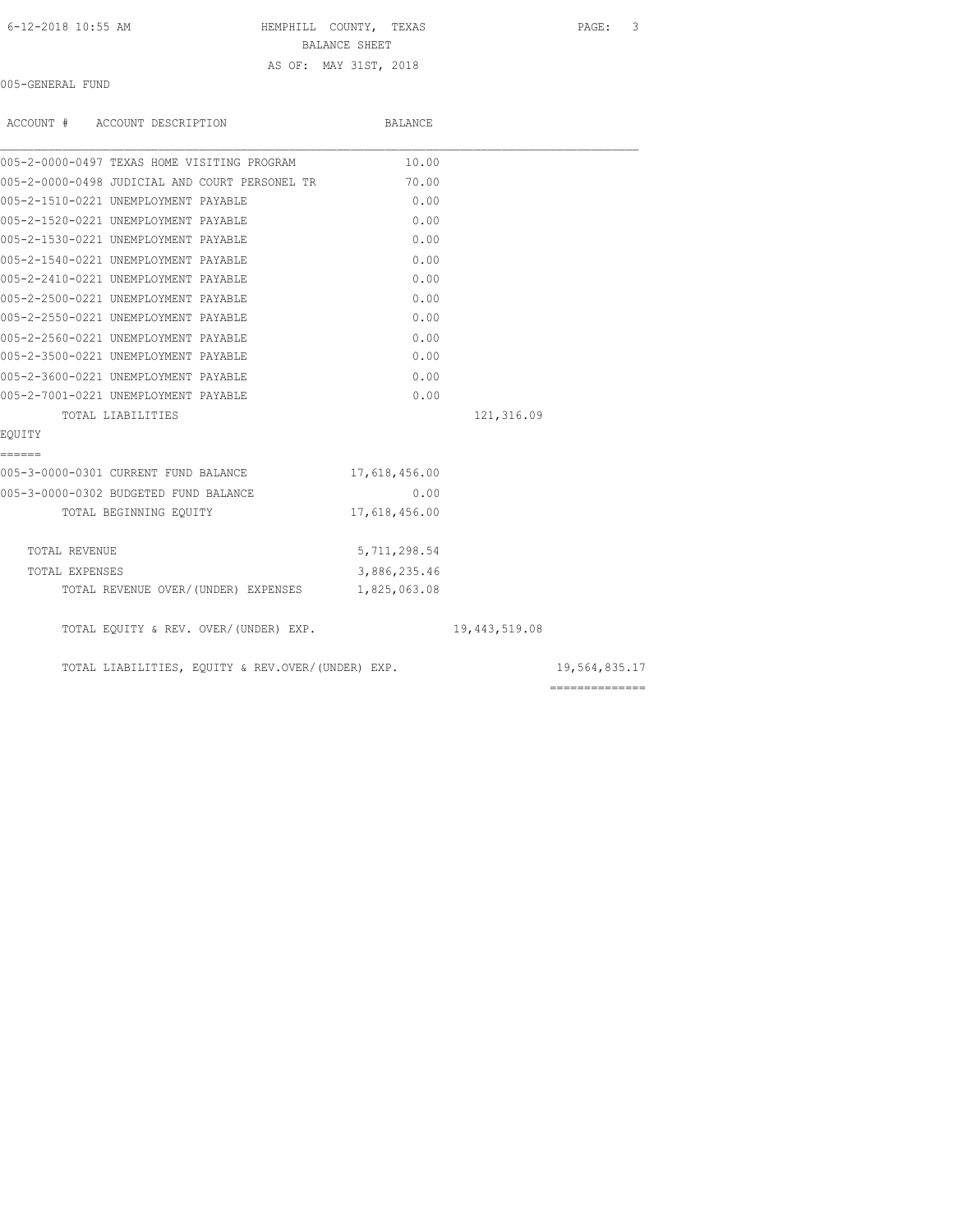HEMPHILL COUNTY, TEXAS
BALANCE SHEET
AS OF: MAY 31ST, 2018

005-GENERAL FUND

| ACCOUNT # ACCOUNT DESCRIPTION | BALANCE | | |
|---|---|---|---|
| 005-2-0000-0497 TEXAS HOME VISITING PROGRAM | 10.00 | | |
| 005-2-0000-0498 JUDICIAL AND COURT PERSONEL TR | 70.00 | | |
| 005-2-1510-0221 UNEMPLOYMENT PAYABLE | 0.00 | | |
| 005-2-1520-0221 UNEMPLOYMENT PAYABLE | 0.00 | | |
| 005-2-1530-0221 UNEMPLOYMENT PAYABLE | 0.00 | | |
| 005-2-1540-0221 UNEMPLOYMENT PAYABLE | 0.00 | | |
| 005-2-2410-0221 UNEMPLOYMENT PAYABLE | 0.00 | | |
| 005-2-2500-0221 UNEMPLOYMENT PAYABLE | 0.00 | | |
| 005-2-2550-0221 UNEMPLOYMENT PAYABLE | 0.00 | | |
| 005-2-2560-0221 UNEMPLOYMENT PAYABLE | 0.00 | | |
| 005-2-3500-0221 UNEMPLOYMENT PAYABLE | 0.00 | | |
| 005-2-3600-0221 UNEMPLOYMENT PAYABLE | 0.00 | | |
| 005-2-7001-0221 UNEMPLOYMENT PAYABLE | 0.00 | | |
| TOTAL LIABILITIES | | 121,316.09 | |

EQUITY
======

| | | | |
|---|---|---|---|
| 005-3-0000-0301 CURRENT FUND BALANCE | 17,618,456.00 | | |
| 005-3-0000-0302 BUDGETED FUND BALANCE | 0.00 | | |
| TOTAL BEGINNING EQUITY | 17,618,456.00 | | |
| TOTAL REVENUE | 5,711,298.54 | | |
| TOTAL EXPENSES | 3,886,235.46 | | |
| TOTAL REVENUE OVER/(UNDER) EXPENSES | 1,825,063.08 | | |
| TOTAL EQUITY & REV. OVER/(UNDER) EXP. | | 19,443,519.08 | |
| TOTAL LIABILITIES, EQUITY & REV.OVER/(UNDER) EXP. | | | 19,564,835.17 |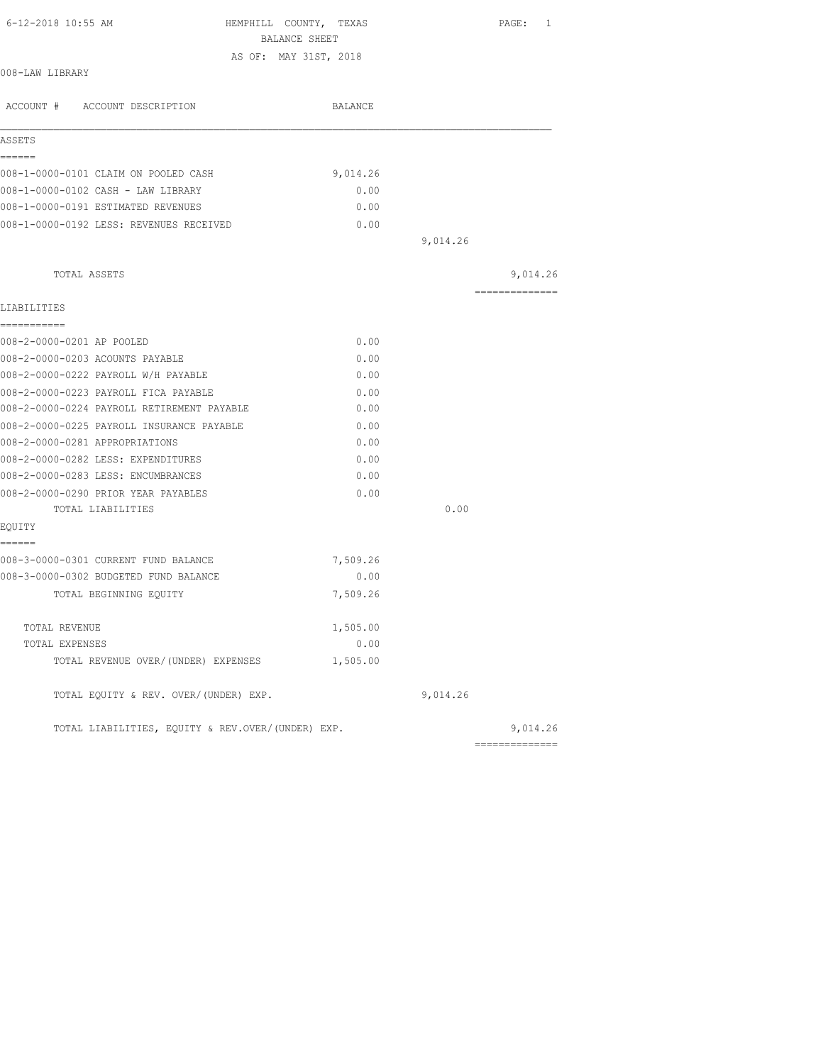HEMPHILL COUNTY, TEXAS
BALANCE SHEET
AS OF: MAY 31ST, 2018

008-LAW LIBRARY

| ACCOUNT # ACCOUNT DESCRIPTION | BALANCE | | |
|---|---|---|---|
| **ASSETS** | | | |
| 008-1-0000-0101 CLAIM ON POOLED CASH | 9,014.26 | | |
| 008-1-0000-0102 CASH - LAW LIBRARY | 0.00 | | |
| 008-1-0000-0191 ESTIMATED REVENUES | 0.00 | | |
| 008-1-0000-0192 LESS: REVENUES RECEIVED | 0.00 | | |
| | | 9,014.26 | |
| TOTAL ASSETS | | | 9,014.26 |
| **LIABILITIES** | | | |
| 008-2-0000-0201 AP POOLED | 0.00 | | |
| 008-2-0000-0203 ACOUNTS PAYABLE | 0.00 | | |
| 008-2-0000-0222 PAYROLL W/H PAYABLE | 0.00 | | |
| 008-2-0000-0223 PAYROLL FICA PAYABLE | 0.00 | | |
| 008-2-0000-0224 PAYROLL RETIREMENT PAYABLE | 0.00 | | |
| 008-2-0000-0225 PAYROLL INSURANCE PAYABLE | 0.00 | | |
| 008-2-0000-0281 APPROPRIATIONS | 0.00 | | |
| 008-2-0000-0282 LESS: EXPENDITURES | 0.00 | | |
| 008-2-0000-0283 LESS: ENCUMBRANCES | 0.00 | | |
| 008-2-0000-0290 PRIOR YEAR PAYABLES | 0.00 | | |
| TOTAL LIABILITIES | | 0.00 | |
| **EQUITY** | | | |
| 008-3-0000-0301 CURRENT FUND BALANCE | 7,509.26 | | |
| 008-3-0000-0302 BUDGETED FUND BALANCE | 0.00 | | |
| TOTAL BEGINNING EQUITY | 7,509.26 | | |
| TOTAL REVENUE | 1,505.00 | | |
| TOTAL EXPENSES | 0.00 | | |
| TOTAL REVENUE OVER/(UNDER) EXPENSES | 1,505.00 | | |
| TOTAL EQUITY & REV. OVER/(UNDER) EXP. | | 9,014.26 | |
| TOTAL LIABILITIES, EQUITY & REV.OVER/(UNDER) EXP. | | | 9,014.26 |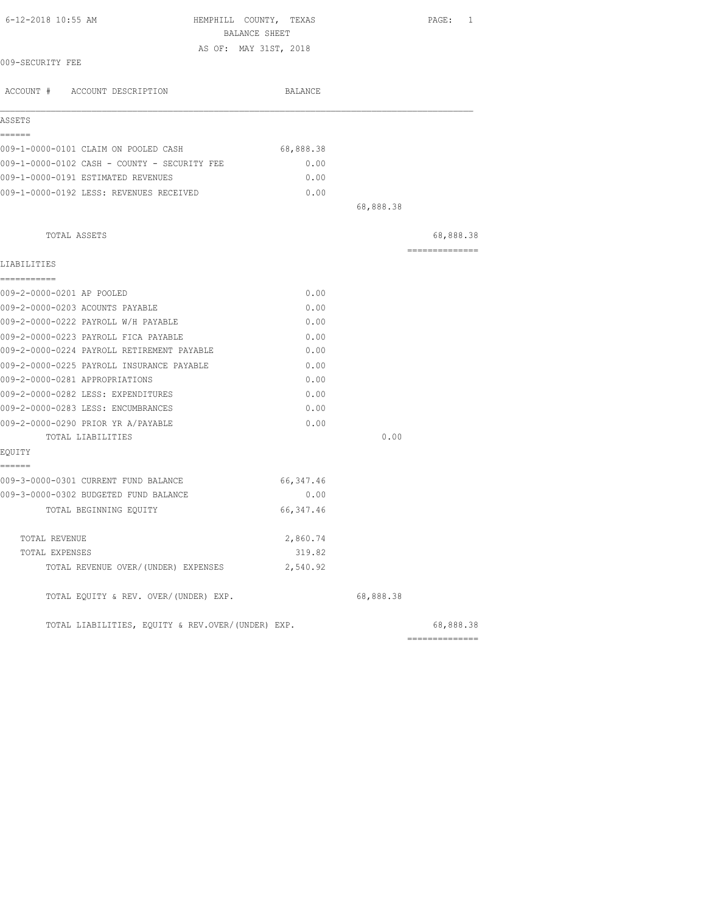HEMPHILL COUNTY, TEXAS
BALANCE SHEET
AS OF: MAY 31ST, 2018

6-12-2018 10:55 AM

009-SECURITY FEE

| ACCOUNT # ACCOUNT DESCRIPTION | BALANCE | | |
|---|---|---|---|
| **ASSETS** | | | |
| 009-1-0000-0101 CLAIM ON POOLED CASH | 68,888.38 | | |
| 009-1-0000-0102 CASH - COUNTY - SECURITY FEE | 0.00 | | |
| 009-1-0000-0191 ESTIMATED REVENUES | 0.00 | | |
| 009-1-0000-0192 LESS: REVENUES RECEIVED | 0.00 | | |
| | | 68,888.38 | |
| TOTAL ASSETS | | | 68,888.38 |
| **LIABILITIES** | | | |
| 009-2-0000-0201 AP POOLED | 0.00 | | |
| 009-2-0000-0203 ACOUNTS PAYABLE | 0.00 | | |
| 009-2-0000-0222 PAYROLL W/H PAYABLE | 0.00 | | |
| 009-2-0000-0223 PAYROLL FICA PAYABLE | 0.00 | | |
| 009-2-0000-0224 PAYROLL RETIREMENT PAYABLE | 0.00 | | |
| 009-2-0000-0225 PAYROLL INSURANCE PAYABLE | 0.00 | | |
| 009-2-0000-0281 APPROPRIATIONS | 0.00 | | |
| 009-2-0000-0282 LESS: EXPENDITURES | 0.00 | | |
| 009-2-0000-0283 LESS: ENCUMBRANCES | 0.00 | | |
| 009-2-0000-0290 PRIOR YR A/PAYABLE | 0.00 | | |
| TOTAL LIABILITIES | | 0.00 | |
| **EQUITY** | | | |
| 009-3-0000-0301 CURRENT FUND BALANCE | 66,347.46 | | |
| 009-3-0000-0302 BUDGETED FUND BALANCE | 0.00 | | |
| TOTAL BEGINNING EQUITY | 66,347.46 | | |
| TOTAL REVENUE | 2,860.74 | | |
| TOTAL EXPENSES | 319.82 | | |
| TOTAL REVENUE OVER/(UNDER) EXPENSES | 2,540.92 | | |
| TOTAL EQUITY & REV. OVER/(UNDER) EXP. | | 68,888.38 | |
| TOTAL LIABILITIES, EQUITY & REV.OVER/(UNDER) EXP. | | | 68,888.38 |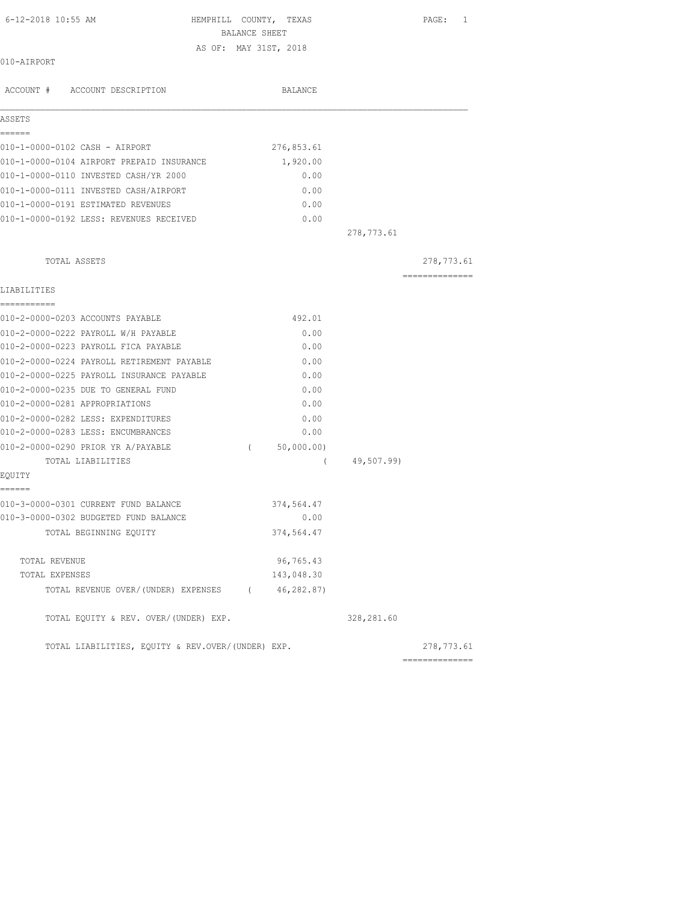6-12-2018 10:55 AM

# HEMPHILL COUNTY, TEXAS

## BALANCE SHEET

AS OF: MAY 31ST, 2018

010-AIRPORT

| ACCOUNT # | ACCOUNT DESCRIPTION | BALANCE | | |
|---|---|---|---|---|
| **ASSETS** | | | | |
| 010-1-0000-0102 | CASH - AIRPORT | 276,853.61 | | |
| 010-1-0000-0104 | AIRPORT PREPAID INSURANCE | 1,920.00 | | |
| 010-1-0000-0110 | INVESTED CASH/YR 2000 | 0.00 | | |
| 010-1-0000-0111 | INVESTED CASH/AIRPORT | 0.00 | | |
| 010-1-0000-0191 | ESTIMATED REVENUES | 0.00 | | |
| 010-1-0000-0192 | LESS: REVENUES RECEIVED | 0.00 | | |
| | | | 278,773.61 | |
| | TOTAL ASSETS | | | 278,773.61 |
| **LIABILITIES** | | | | |
| 010-2-0000-0203 | ACCOUNTS PAYABLE | 492.01 | | |
| 010-2-0000-0222 | PAYROLL W/H PAYABLE | 0.00 | | |
| 010-2-0000-0223 | PAYROLL FICA PAYABLE | 0.00 | | |
| 010-2-0000-0224 | PAYROLL RETIREMENT PAYABLE | 0.00 | | |
| 010-2-0000-0225 | PAYROLL INSURANCE PAYABLE | 0.00 | | |
| 010-2-0000-0235 | DUE TO GENERAL FUND | 0.00 | | |
| 010-2-0000-0281 | APPROPRIATIONS | 0.00 | | |
| 010-2-0000-0282 | LESS: EXPENDITURES | 0.00 | | |
| 010-2-0000-0283 | LESS: ENCUMBRANCES | 0.00 | | |
| 010-2-0000-0290 | PRIOR YR A/PAYABLE | ( 50,000.00) | | |
| | TOTAL LIABILITIES | | ( 49,507.99) | |
| **EQUITY** | | | | |
| 010-3-0000-0301 | CURRENT FUND BALANCE | 374,564.47 | | |
| 010-3-0000-0302 | BUDGETED FUND BALANCE | 0.00 | | |
| | TOTAL BEGINNING EQUITY | 374,564.47 | | |
| | TOTAL REVENUE | 96,765.43 | | |
| | TOTAL EXPENSES | 143,048.30 | | |
| | TOTAL REVENUE OVER/(UNDER) EXPENSES | ( 46,282.87) | | |
| | TOTAL EQUITY & REV. OVER/(UNDER) EXP. | | 328,281.60 | |
| | TOTAL LIABILITIES, EQUITY & REV.OVER/(UNDER) EXP. | | | 278,773.61 |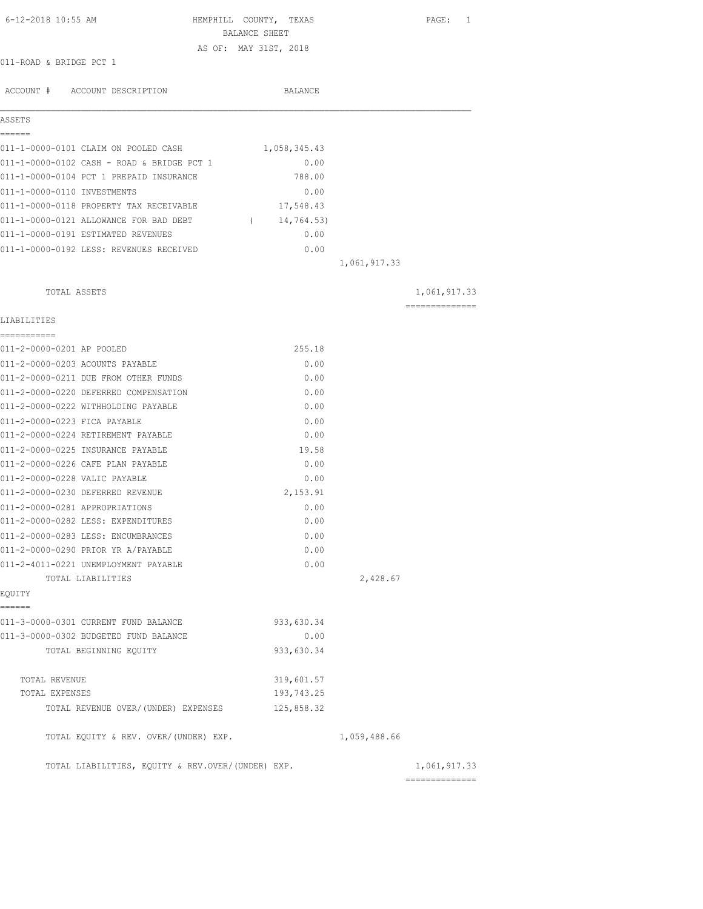HEMPHILL COUNTY, TEXAS
BALANCE SHEET
AS OF: MAY 31ST, 2018

6-12-2018 10:55 AM

011-ROAD & BRIDGE PCT 1

| ACCOUNT # ACCOUNT DESCRIPTION | BALANCE | | |
|---|---|---|---|
| **ASSETS** | | | |
| 011-1-0000-0101 CLAIM ON POOLED CASH | 1,058,345.43 | | |
| 011-1-0000-0102 CASH - ROAD & BRIDGE PCT 1 | 0.00 | | |
| 011-1-0000-0104 PCT 1 PREPAID INSURANCE | 788.00 | | |
| 011-1-0000-0110 INVESTMENTS | 0.00 | | |
| 011-1-0000-0118 PROPERTY TAX RECEIVABLE | 17,548.43 | | |
| 011-1-0000-0121 ALLOWANCE FOR BAD DEBT | ( 14,764.53) | | |
| 011-1-0000-0191 ESTIMATED REVENUES | 0.00 | | |
| 011-1-0000-0192 LESS: REVENUES RECEIVED | 0.00 | | |
| | | 1,061,917.33 | |
| TOTAL ASSETS | | | 1,061,917.33 |
| **LIABILITIES** | | | |
| 011-2-0000-0201 AP POOLED | 255.18 | | |
| 011-2-0000-0203 ACOUNTS PAYABLE | 0.00 | | |
| 011-2-0000-0211 DUE FROM OTHER FUNDS | 0.00 | | |
| 011-2-0000-0220 DEFERRED COMPENSATION | 0.00 | | |
| 011-2-0000-0222 WITHHOLDING PAYABLE | 0.00 | | |
| 011-2-0000-0223 FICA PAYABLE | 0.00 | | |
| 011-2-0000-0224 RETIREMENT PAYABLE | 0.00 | | |
| 011-2-0000-0225 INSURANCE PAYABLE | 19.58 | | |
| 011-2-0000-0226 CAFE PLAN PAYABLE | 0.00 | | |
| 011-2-0000-0228 VALIC PAYABLE | 0.00 | | |
| 011-2-0000-0230 DEFERRED REVENUE | 2,153.91 | | |
| 011-2-0000-0281 APPROPRIATIONS | 0.00 | | |
| 011-2-0000-0282 LESS: EXPENDITURES | 0.00 | | |
| 011-2-0000-0283 LESS: ENCUMBRANCES | 0.00 | | |
| 011-2-0000-0290 PRIOR YR A/PAYABLE | 0.00 | | |
| 011-2-4011-0221 UNEMPLOYMENT PAYABLE | 0.00 | | |
| TOTAL LIABILITIES | | 2,428.67 | |
| **EQUITY** | | | |
| 011-3-0000-0301 CURRENT FUND BALANCE | 933,630.34 | | |
| 011-3-0000-0302 BUDGETED FUND BALANCE | 0.00 | | |
| TOTAL BEGINNING EQUITY | 933,630.34 | | |
| TOTAL REVENUE | 319,601.57 | | |
| TOTAL EXPENSES | 193,743.25 | | |
| TOTAL REVENUE OVER/(UNDER) EXPENSES | 125,858.32 | | |
| TOTAL EQUITY & REV. OVER/(UNDER) EXP. | | 1,059,488.66 | |
| TOTAL LIABILITIES, EQUITY & REV.OVER/(UNDER) EXP. | | | 1,061,917.33 |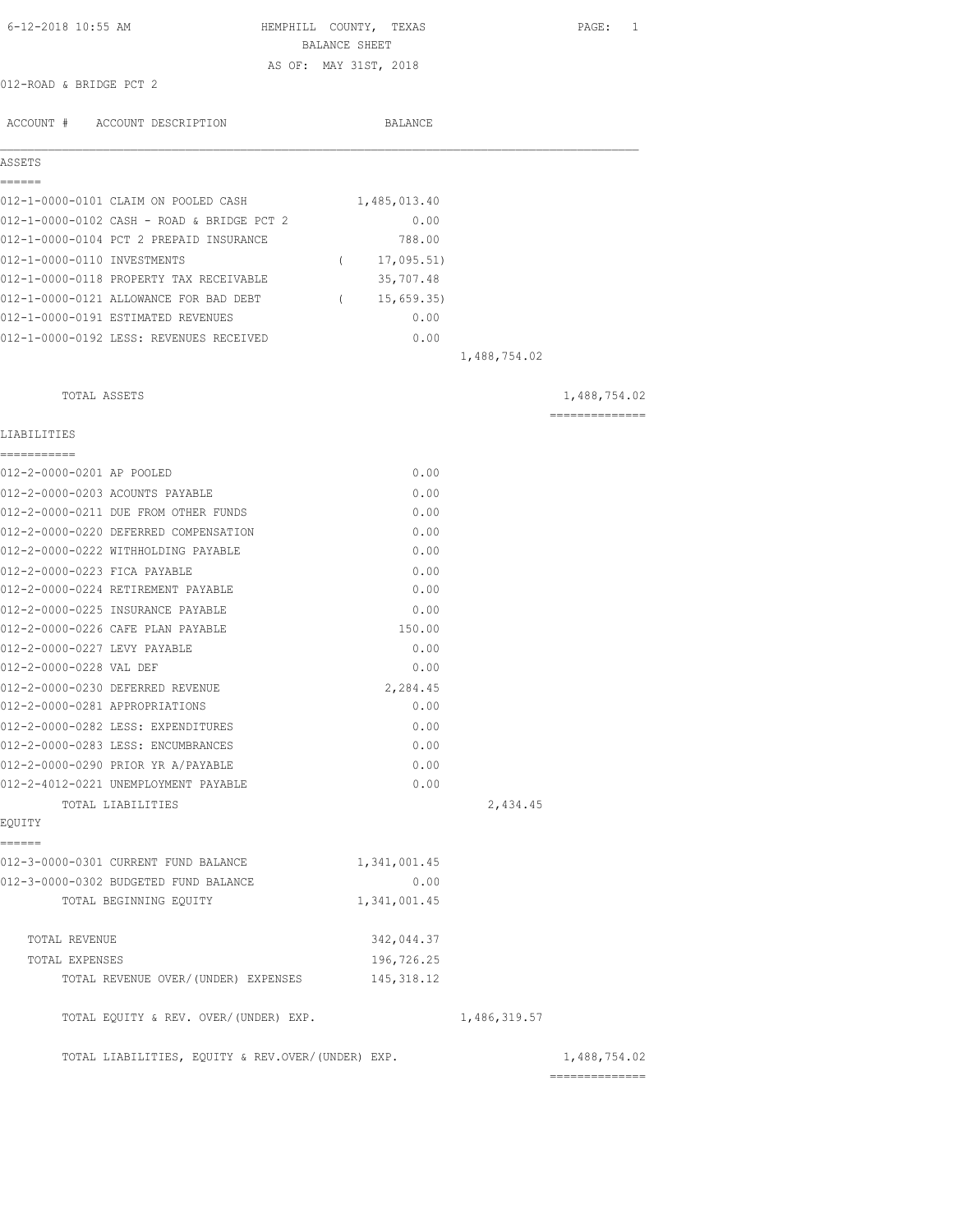6-12-2018 10:55 AM HEMPHILL COUNTY, TEXAS PAGE: 1

BALANCE SHEET

AS OF: MAY 31ST, 2018

012-ROAD & BRIDGE PCT 2

| ACCOUNT # ACCOUNT DESCRIPTION | BALANCE | | |
|---|---|---|---|
| **ASSETS** | | | |
| 012-1-0000-0101 CLAIM ON POOLED CASH | 1,485,013.40 | | |
| 012-1-0000-0102 CASH - ROAD & BRIDGE PCT 2 | 0.00 | | |
| 012-1-0000-0104 PCT 2 PREPAID INSURANCE | 788.00 | | |
| 012-1-0000-0110 INVESTMENTS | ( 17,095.51) | | |
| 012-1-0000-0118 PROPERTY TAX RECEIVABLE | 35,707.48 | | |
| 012-1-0000-0121 ALLOWANCE FOR BAD DEBT | ( 15,659.35) | | |
| 012-1-0000-0191 ESTIMATED REVENUES | 0.00 | | |
| 012-1-0000-0192 LESS: REVENUES RECEIVED | 0.00 | | |
| | | 1,488,754.02 | |
| TOTAL ASSETS | | | 1,488,754.02 |
| **LIABILITIES** | | | |
| 012-2-0000-0201 AP POOLED | 0.00 | | |
| 012-2-0000-0203 ACOUNTS PAYABLE | 0.00 | | |
| 012-2-0000-0211 DUE FROM OTHER FUNDS | 0.00 | | |
| 012-2-0000-0220 DEFERRED COMPENSATION | 0.00 | | |
| 012-2-0000-0222 WITHHOLDING PAYABLE | 0.00 | | |
| 012-2-0000-0223 FICA PAYABLE | 0.00 | | |
| 012-2-0000-0224 RETIREMENT PAYABLE | 0.00 | | |
| 012-2-0000-0225 INSURANCE PAYABLE | 0.00 | | |
| 012-2-0000-0226 CAFE PLAN PAYABLE | 150.00 | | |
| 012-2-0000-0227 LEVY PAYABLE | 0.00 | | |
| 012-2-0000-0228 VAL DEF | 0.00 | | |
| 012-2-0000-0230 DEFERRED REVENUE | 2,284.45 | | |
| 012-2-0000-0281 APPROPRIATIONS | 0.00 | | |
| 012-2-0000-0282 LESS: EXPENDITURES | 0.00 | | |
| 012-2-0000-0283 LESS: ENCUMBRANCES | 0.00 | | |
| 012-2-0000-0290 PRIOR YR A/PAYABLE | 0.00 | | |
| 012-2-4012-0221 UNEMPLOYMENT PAYABLE | 0.00 | | |
| TOTAL LIABILITIES | | 2,434.45 | |
| **EQUITY** | | | |
| 012-3-0000-0301 CURRENT FUND BALANCE | 1,341,001.45 | | |
| 012-3-0000-0302 BUDGETED FUND BALANCE | 0.00 | | |
| TOTAL BEGINNING EQUITY | 1,341,001.45 | | |
| TOTAL REVENUE | 342,044.37 | | |
| TOTAL EXPENSES | 196,726.25 | | |
| TOTAL REVENUE OVER/(UNDER) EXPENSES | 145,318.12 | | |
| TOTAL EQUITY & REV. OVER/(UNDER) EXP. | | 1,486,319.57 | |
| TOTAL LIABILITIES, EQUITY & REV.OVER/(UNDER) EXP. | | | 1,488,754.02 |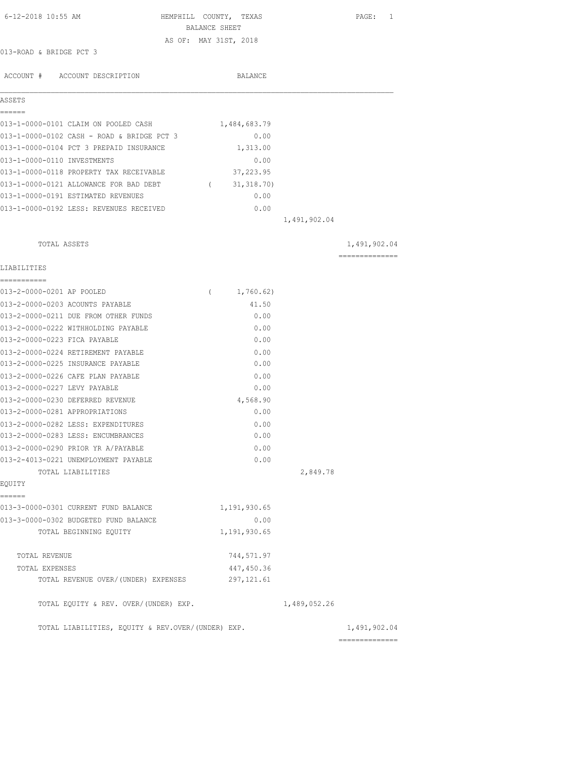6-12-2018 10:55 AM HEMPHILL COUNTY, TEXAS PAGE: 1

BALANCE SHEET

AS OF: MAY 31ST, 2018

013-ROAD & BRIDGE PCT 3

| ACCOUNT # ACCOUNT DESCRIPTION | BALANCE | | |
|---|---|---|---|
| **ASSETS** | | | |
| 013-1-0000-0101 CLAIM ON POOLED CASH | 1,484,683.79 | | |
| 013-1-0000-0102 CASH - ROAD & BRIDGE PCT 3 | 0.00 | | |
| 013-1-0000-0104 PCT 3 PREPAID INSURANCE | 1,313.00 | | |
| 013-1-0000-0110 INVESTMENTS | 0.00 | | |
| 013-1-0000-0118 PROPERTY TAX RECEIVABLE | 37,223.95 | | |
| 013-1-0000-0121 ALLOWANCE FOR BAD DEBT | ( 31,318.70) | | |
| 013-1-0000-0191 ESTIMATED REVENUES | 0.00 | | |
| 013-1-0000-0192 LESS: REVENUES RECEIVED | 0.00 | | |
| | | 1,491,902.04 | |
| TOTAL ASSETS | | | 1,491,902.04 |
| **LIABILITIES** | | | |
| 013-2-0000-0201 AP POOLED | ( 1,760.62) | | |
| 013-2-0000-0203 ACOUNTS PAYABLE | 41.50 | | |
| 013-2-0000-0211 DUE FROM OTHER FUNDS | 0.00 | | |
| 013-2-0000-0222 WITHHOLDING PAYABLE | 0.00 | | |
| 013-2-0000-0223 FICA PAYABLE | 0.00 | | |
| 013-2-0000-0224 RETIREMENT PAYABLE | 0.00 | | |
| 013-2-0000-0225 INSURANCE PAYABLE | 0.00 | | |
| 013-2-0000-0226 CAFE PLAN PAYABLE | 0.00 | | |
| 013-2-0000-0227 LEVY PAYABLE | 0.00 | | |
| 013-2-0000-0230 DEFERRED REVENUE | 4,568.90 | | |
| 013-2-0000-0281 APPROPRIATIONS | 0.00 | | |
| 013-2-0000-0282 LESS: EXPENDITURES | 0.00 | | |
| 013-2-0000-0283 LESS: ENCUMBRANCES | 0.00 | | |
| 013-2-0000-0290 PRIOR YR A/PAYABLE | 0.00 | | |
| 013-2-4013-0221 UNEMPLOYMENT PAYABLE | 0.00 | | |
| TOTAL LIABILITIES | | 2,849.78 | |
| **EQUITY** | | | |
| 013-3-0000-0301 CURRENT FUND BALANCE | 1,191,930.65 | | |
| 013-3-0000-0302 BUDGETED FUND BALANCE | 0.00 | | |
| TOTAL BEGINNING EQUITY | 1,191,930.65 | | |
| TOTAL REVENUE | 744,571.97 | | |
| TOTAL EXPENSES | 447,450.36 | | |
| TOTAL REVENUE OVER/(UNDER) EXPENSES | 297,121.61 | | |
| TOTAL EQUITY & REV. OVER/(UNDER) EXP. | | 1,489,052.26 | |
| TOTAL LIABILITIES, EQUITY & REV.OVER/(UNDER) EXP. | | | 1,491,902.04 |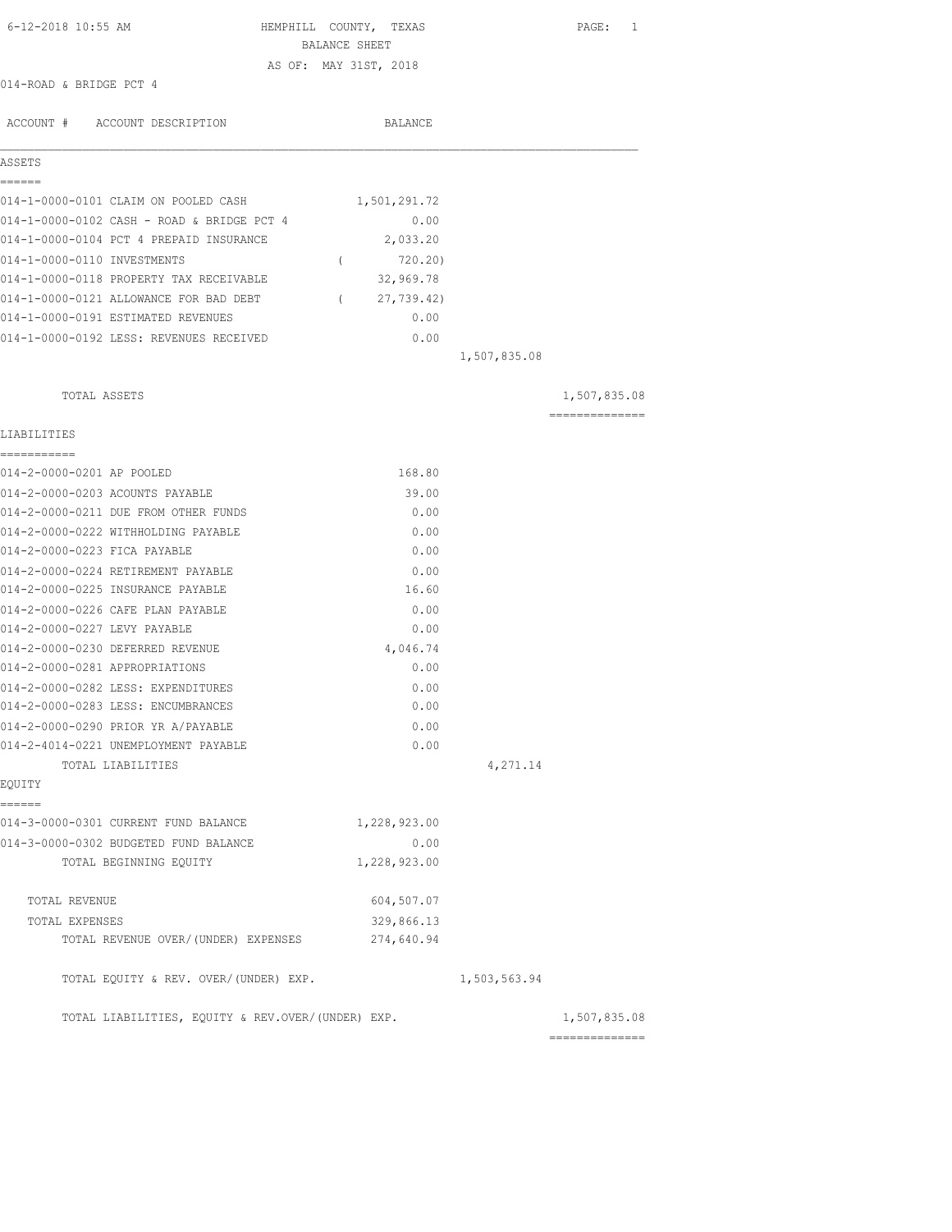HEMPHILL COUNTY, TEXAS
BALANCE SHEET
AS OF: MAY 31ST, 2018

014-ROAD & BRIDGE PCT 4

| ACCOUNT # | ACCOUNT DESCRIPTION | BALANCE | | |
|---|---|---|---|---|
| **ASSETS** | | | | |
| 014-1-0000-0101 | CLAIM ON POOLED CASH | 1,501,291.72 | | |
| 014-1-0000-0102 | CASH - ROAD & BRIDGE PCT 4 | 0.00 | | |
| 014-1-0000-0104 | PCT 4 PREPAID INSURANCE | 2,033.20 | | |
| 014-1-0000-0110 | INVESTMENTS | ( 720.20) | | |
| 014-1-0000-0118 | PROPERTY TAX RECEIVABLE | 32,969.78 | | |
| 014-1-0000-0121 | ALLOWANCE FOR BAD DEBT | ( 27,739.42) | | |
| 014-1-0000-0191 | ESTIMATED REVENUES | 0.00 | | |
| 014-1-0000-0192 | LESS: REVENUES RECEIVED | 0.00 | | |
| | | | 1,507,835.08 | |
| | TOTAL ASSETS | | | 1,507,835.08 |
| **LIABILITIES** | | | | |
| 014-2-0000-0201 | AP POOLED | 168.80 | | |
| 014-2-0000-0203 | ACOUNTS PAYABLE | 39.00 | | |
| 014-2-0000-0211 | DUE FROM OTHER FUNDS | 0.00 | | |
| 014-2-0000-0222 | WITHHOLDING PAYABLE | 0.00 | | |
| 014-2-0000-0223 | FICA PAYABLE | 0.00 | | |
| 014-2-0000-0224 | RETIREMENT PAYABLE | 0.00 | | |
| 014-2-0000-0225 | INSURANCE PAYABLE | 16.60 | | |
| 014-2-0000-0226 | CAFE PLAN PAYABLE | 0.00 | | |
| 014-2-0000-0227 | LEVY PAYABLE | 0.00 | | |
| 014-2-0000-0230 | DEFERRED REVENUE | 4,046.74 | | |
| 014-2-0000-0281 | APPROPRIATIONS | 0.00 | | |
| 014-2-0000-0282 | LESS: EXPENDITURES | 0.00 | | |
| 014-2-0000-0283 | LESS: ENCUMBRANCES | 0.00 | | |
| 014-2-0000-0290 | PRIOR YR A/PAYABLE | 0.00 | | |
| 014-2-4014-0221 | UNEMPLOYMENT PAYABLE | 0.00 | | |
| | TOTAL LIABILITIES | | 4,271.14 | |
| **EQUITY** | | | | |
| 014-3-0000-0301 | CURRENT FUND BALANCE | 1,228,923.00 | | |
| 014-3-0000-0302 | BUDGETED FUND BALANCE | 0.00 | | |
| | TOTAL BEGINNING EQUITY | 1,228,923.00 | | |
| | TOTAL REVENUE | 604,507.07 | | |
| | TOTAL EXPENSES | 329,866.13 | | |
| | TOTAL REVENUE OVER/(UNDER) EXPENSES | 274,640.94 | | |
| | TOTAL EQUITY & REV. OVER/(UNDER) EXP. | | 1,503,563.94 | |
| | TOTAL LIABILITIES, EQUITY & REV.OVER/(UNDER) EXP. | | | 1,507,835.08 |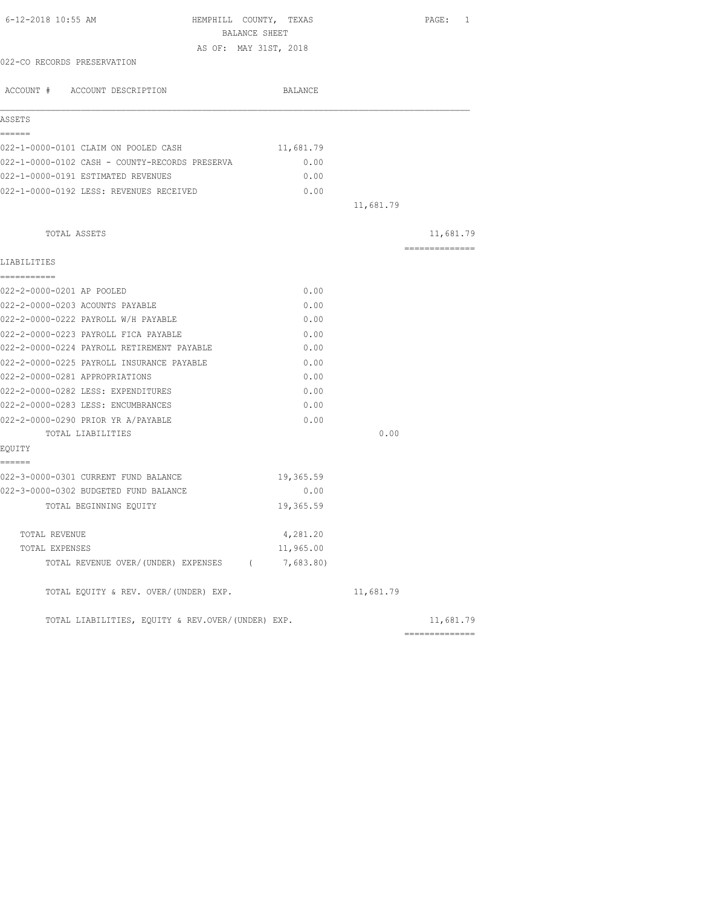6-12-2018 10:55 AM HEMPHILL COUNTY, TEXAS

BALANCE SHEET

AS OF: MAY 31ST, 2018

022-CO RECORDS PRESERVATION

| ACCOUNT # ACCOUNT DESCRIPTION | BALANCE | | |
|---|---|---|---|
| **ASSETS** | | | |
| 022-1-0000-0101 CLAIM ON POOLED CASH | 11,681.79 | | |
| 022-1-0000-0102 CASH - COUNTY-RECORDS PRESERVA | 0.00 | | |
| 022-1-0000-0191 ESTIMATED REVENUES | 0.00 | | |
| 022-1-0000-0192 LESS: REVENUES RECEIVED | 0.00 | | |
| | | 11,681.79 | |
| TOTAL ASSETS | | | 11,681.79 |
| **LIABILITIES** | | | |
| 022-2-0000-0201 AP POOLED | 0.00 | | |
| 022-2-0000-0203 ACOUNTS PAYABLE | 0.00 | | |
| 022-2-0000-0222 PAYROLL W/H PAYABLE | 0.00 | | |
| 022-2-0000-0223 PAYROLL FICA PAYABLE | 0.00 | | |
| 022-2-0000-0224 PAYROLL RETIREMENT PAYABLE | 0.00 | | |
| 022-2-0000-0225 PAYROLL INSURANCE PAYABLE | 0.00 | | |
| 022-2-0000-0281 APPROPRIATIONS | 0.00 | | |
| 022-2-0000-0282 LESS: EXPENDITURES | 0.00 | | |
| 022-2-0000-0283 LESS: ENCUMBRANCES | 0.00 | | |
| 022-2-0000-0290 PRIOR YR A/PAYABLE | 0.00 | | |
| TOTAL LIABILITIES | | 0.00 | |
| **EQUITY** | | | |
| 022-3-0000-0301 CURRENT FUND BALANCE | 19,365.59 | | |
| 022-3-0000-0302 BUDGETED FUND BALANCE | 0.00 | | |
| TOTAL BEGINNING EQUITY | 19,365.59 | | |
| TOTAL REVENUE | 4,281.20 | | |
| TOTAL EXPENSES | 11,965.00 | | |
| TOTAL REVENUE OVER/(UNDER) EXPENSES | ( 7,683.80) | | |
| TOTAL EQUITY & REV. OVER/(UNDER) EXP. | | 11,681.79 | |
| TOTAL LIABILITIES, EQUITY & REV.OVER/(UNDER) EXP. | | | 11,681.79 |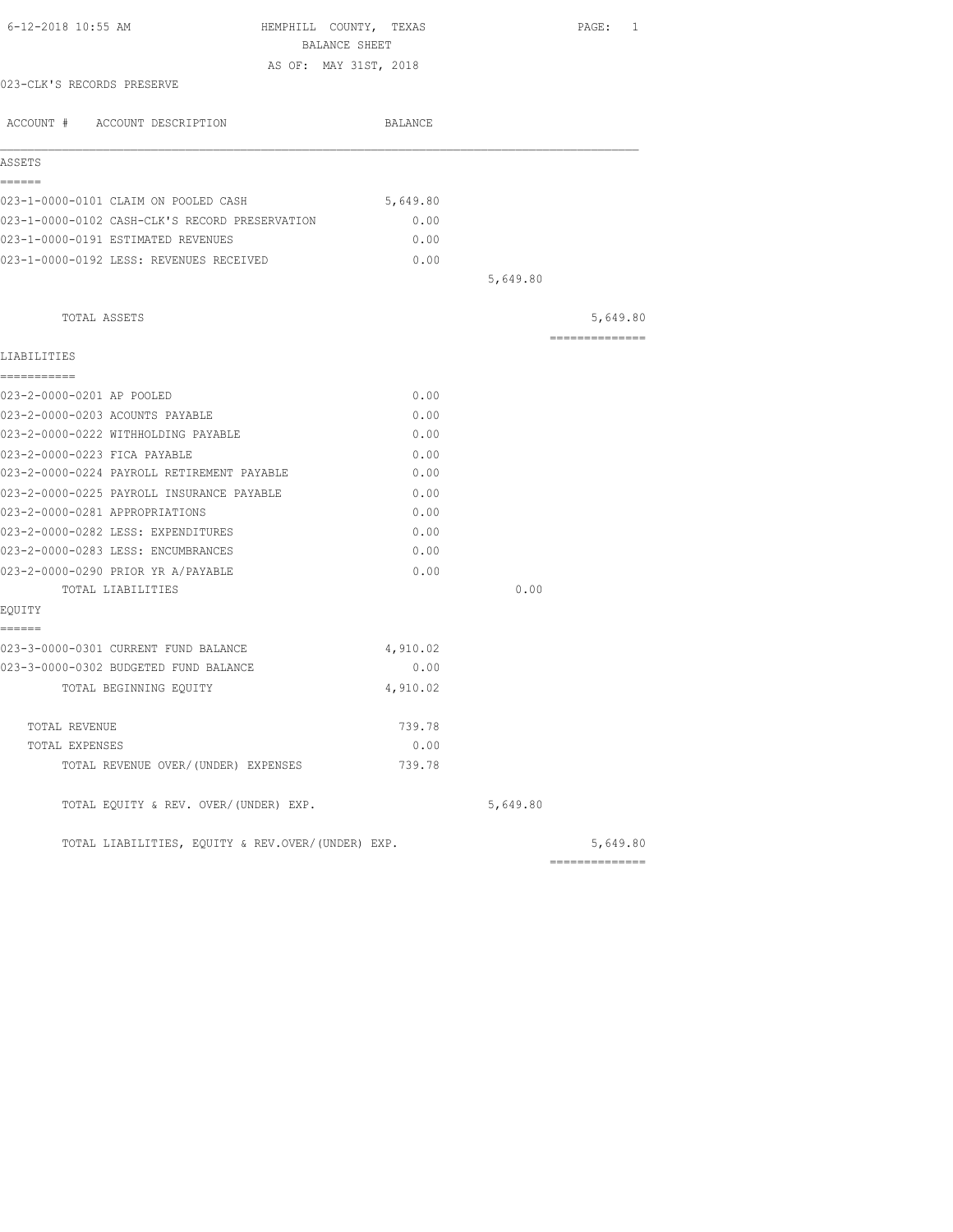HEMPHILL COUNTY, TEXAS
BALANCE SHEET
AS OF: MAY 31ST, 2018

023-CLK'S RECORDS PRESERVE

| ACCOUNT # ACCOUNT DESCRIPTION | BALANCE | | |
|---|---|---|---|
| **ASSETS** | | | |
| 023-1-0000-0101 CLAIM ON POOLED CASH | 5,649.80 | | |
| 023-1-0000-0102 CASH-CLK'S RECORD PRESERVATION | 0.00 | | |
| 023-1-0000-0191 ESTIMATED REVENUES | 0.00 | | |
| 023-1-0000-0192 LESS: REVENUES RECEIVED | 0.00 | | |
| | | 5,649.80 | |
| TOTAL ASSETS | | | 5,649.80 |
| **LIABILITIES** | | | |
| 023-2-0000-0201 AP POOLED | 0.00 | | |
| 023-2-0000-0203 ACOUNTS PAYABLE | 0.00 | | |
| 023-2-0000-0222 WITHHOLDING PAYABLE | 0.00 | | |
| 023-2-0000-0223 FICA PAYABLE | 0.00 | | |
| 023-2-0000-0224 PAYROLL RETIREMENT PAYABLE | 0.00 | | |
| 023-2-0000-0225 PAYROLL INSURANCE PAYABLE | 0.00 | | |
| 023-2-0000-0281 APPROPRIATIONS | 0.00 | | |
| 023-2-0000-0282 LESS: EXPENDITURES | 0.00 | | |
| 023-2-0000-0283 LESS: ENCUMBRANCES | 0.00 | | |
| 023-2-0000-0290 PRIOR YR A/PAYABLE | 0.00 | | |
| TOTAL LIABILITIES | | 0.00 | |
| **EQUITY** | | | |
| 023-3-0000-0301 CURRENT FUND BALANCE | 4,910.02 | | |
| 023-3-0000-0302 BUDGETED FUND BALANCE | 0.00 | | |
| TOTAL BEGINNING EQUITY | 4,910.02 | | |
| TOTAL REVENUE | 739.78 | | |
| TOTAL EXPENSES | 0.00 | | |
| TOTAL REVENUE OVER/(UNDER) EXPENSES | 739.78 | | |
| TOTAL EQUITY & REV. OVER/(UNDER) EXP. | | 5,649.80 | |
| TOTAL LIABILITIES, EQUITY & REV.OVER/(UNDER) EXP. | | | 5,649.80 |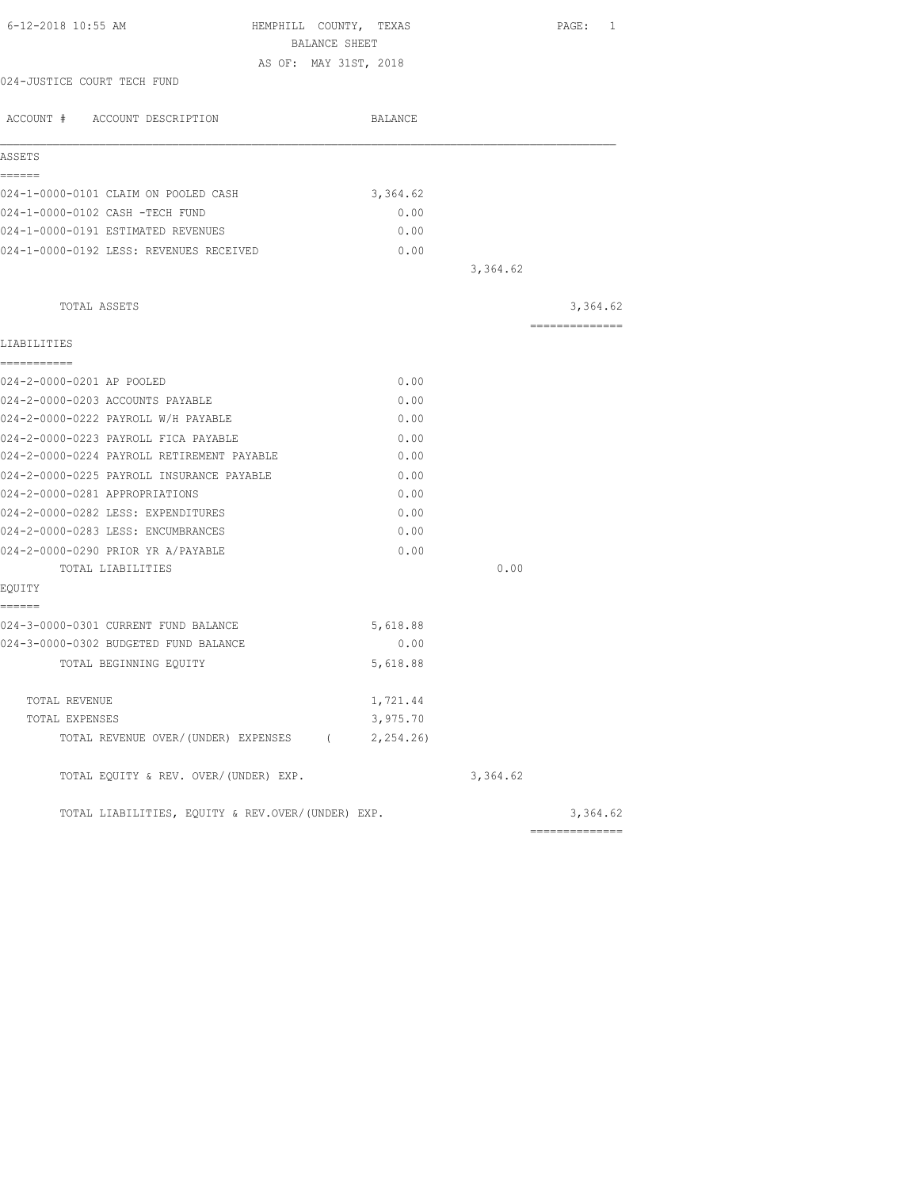HEMPHILL COUNTY, TEXAS

BALANCE SHEET

AS OF: MAY 31ST, 2018

024-JUSTICE COURT TECH FUND

| ACCOUNT # ACCOUNT DESCRIPTION | BALANCE | | |
|---|---|---|---|
| **ASSETS** | | | |
| 024-1-0000-0101 CLAIM ON POOLED CASH | 3,364.62 | | |
| 024-1-0000-0102 CASH -TECH FUND | 0.00 | | |
| 024-1-0000-0191 ESTIMATED REVENUES | 0.00 | | |
| 024-1-0000-0192 LESS: REVENUES RECEIVED | 0.00 | | |
| | | 3,364.62 | |
| TOTAL ASSETS | | | 3,364.62 |
| **LIABILITIES** | | | |
| 024-2-0000-0201 AP POOLED | 0.00 | | |
| 024-2-0000-0203 ACCOUNTS PAYABLE | 0.00 | | |
| 024-2-0000-0222 PAYROLL W/H PAYABLE | 0.00 | | |
| 024-2-0000-0223 PAYROLL FICA PAYABLE | 0.00 | | |
| 024-2-0000-0224 PAYROLL RETIREMENT PAYABLE | 0.00 | | |
| 024-2-0000-0225 PAYROLL INSURANCE PAYABLE | 0.00 | | |
| 024-2-0000-0281 APPROPRIATIONS | 0.00 | | |
| 024-2-0000-0282 LESS: EXPENDITURES | 0.00 | | |
| 024-2-0000-0283 LESS: ENCUMBRANCES | 0.00 | | |
| 024-2-0000-0290 PRIOR YR A/PAYABLE | 0.00 | | |
| TOTAL LIABILITIES | | 0.00 | |
| **EQUITY** | | | |
| 024-3-0000-0301 CURRENT FUND BALANCE | 5,618.88 | | |
| 024-3-0000-0302 BUDGETED FUND BALANCE | 0.00 | | |
| TOTAL BEGINNING EQUITY | 5,618.88 | | |
| TOTAL REVENUE | 1,721.44 | | |
| TOTAL EXPENSES | 3,975.70 | | |
| TOTAL REVENUE OVER/(UNDER) EXPENSES | ( 2,254.26) | | |
| TOTAL EQUITY & REV. OVER/(UNDER) EXP. | | 3,364.62 | |
| TOTAL LIABILITIES, EQUITY & REV.OVER/(UNDER) EXP. | | | 3,364.62 |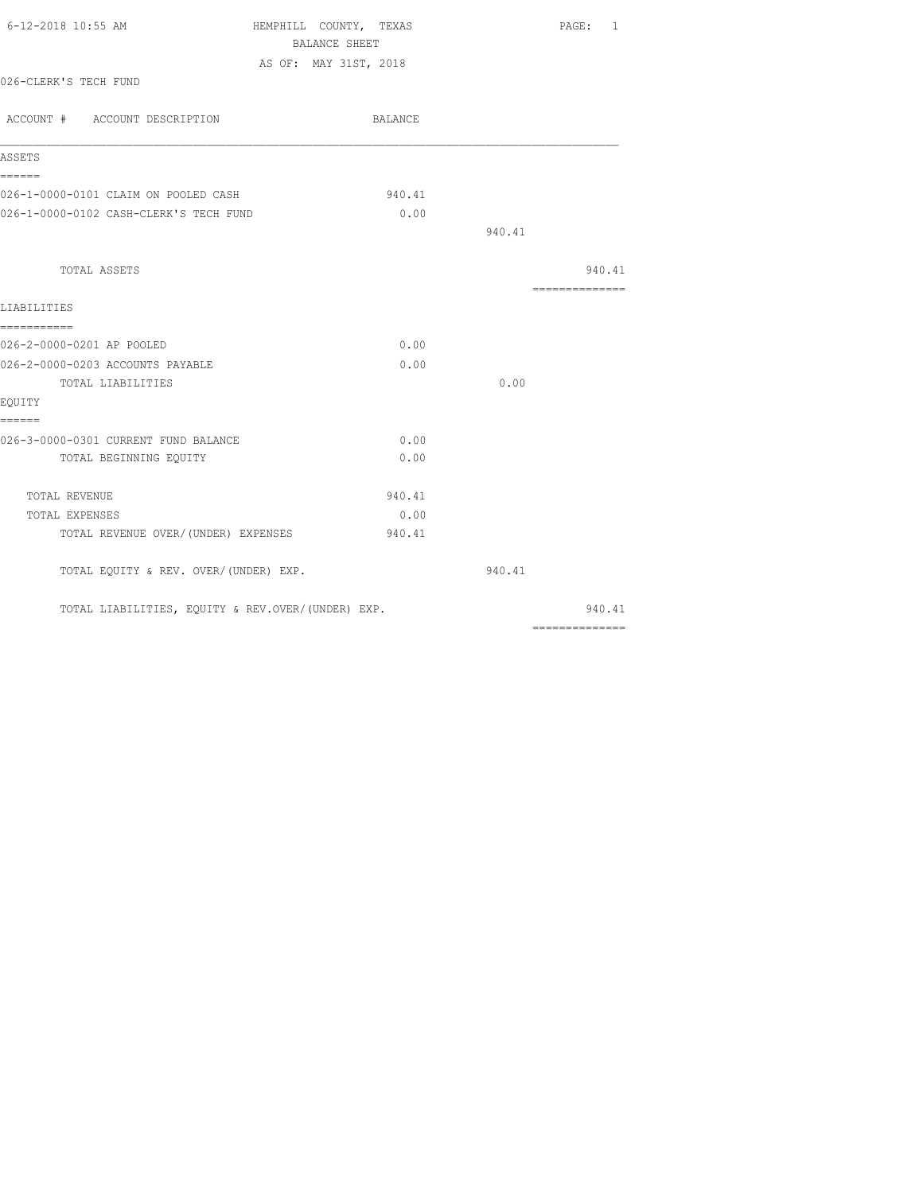HEMPHILL COUNTY, TEXAS
BALANCE SHEET
AS OF: MAY 31ST, 2018

026-CLERK'S TECH FUND

| ACCOUNT # ACCOUNT DESCRIPTION | BALANCE | | |
|---|---|---|---|
| **ASSETS** | | | |
| 026-1-0000-0101 CLAIM ON POOLED CASH | 940.41 | | |
| 026-1-0000-0102 CASH-CLERK'S TECH FUND | 0.00 | | |
| | | 940.41 | |
| TOTAL ASSETS | | | 940.41 |
| **LIABILITIES** | | | |
| 026-2-0000-0201 AP POOLED | 0.00 | | |
| 026-2-0000-0203 ACCOUNTS PAYABLE | 0.00 | | |
| TOTAL LIABILITIES | | 0.00 | |
| **EQUITY** | | | |
| 026-3-0000-0301 CURRENT FUND BALANCE | 0.00 | | |
| TOTAL BEGINNING EQUITY | 0.00 | | |
| TOTAL REVENUE | 940.41 | | |
| TOTAL EXPENSES | 0.00 | | |
| TOTAL REVENUE OVER/(UNDER) EXPENSES | 940.41 | | |
| TOTAL EQUITY & REV. OVER/(UNDER) EXP. | | 940.41 | |
| TOTAL LIABILITIES, EQUITY & REV.OVER/(UNDER) EXP. | | | 940.41 |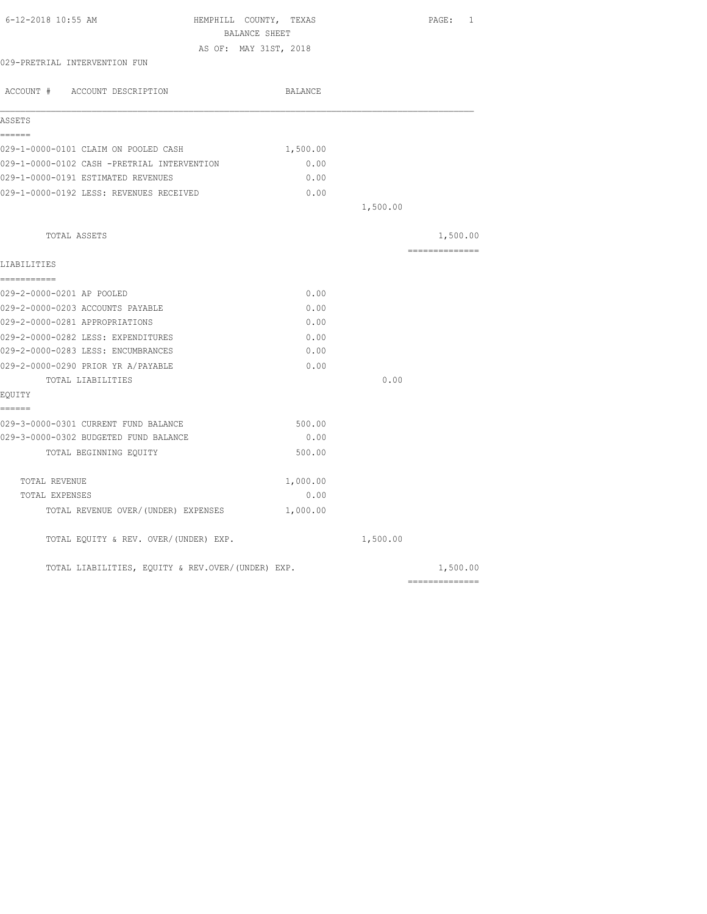6-12-2018 10:55 AM HEMPHILL COUNTY, TEXAS

BALANCE SHEET

AS OF: MAY 31ST, 2018

029-PRETRIAL INTERVENTION FUN

| ACCOUNT # ACCOUNT DESCRIPTION | BALANCE | | |
|---|---|---|---|
| **ASSETS** | | | |
| 029-1-0000-0101 CLAIM ON POOLED CASH | 1,500.00 | | |
| 029-1-0000-0102 CASH -PRETRIAL INTERVENTION | 0.00 | | |
| 029-1-0000-0191 ESTIMATED REVENUES | 0.00 | | |
| 029-1-0000-0192 LESS: REVENUES RECEIVED | 0.00 | | |
| | | 1,500.00 | |
| TOTAL ASSETS | | | 1,500.00 |
| **LIABILITIES** | | | |
| 029-2-0000-0201 AP POOLED | 0.00 | | |
| 029-2-0000-0203 ACCOUNTS PAYABLE | 0.00 | | |
| 029-2-0000-0281 APPROPRIATIONS | 0.00 | | |
| 029-2-0000-0282 LESS: EXPENDITURES | 0.00 | | |
| 029-2-0000-0283 LESS: ENCUMBRANCES | 0.00 | | |
| 029-2-0000-0290 PRIOR YR A/PAYABLE | 0.00 | | |
| TOTAL LIABILITIES | | 0.00 | |
| **EQUITY** | | | |
| 029-3-0000-0301 CURRENT FUND BALANCE | 500.00 | | |
| 029-3-0000-0302 BUDGETED FUND BALANCE | 0.00 | | |
| TOTAL BEGINNING EQUITY | 500.00 | | |
| TOTAL REVENUE | 1,000.00 | | |
| TOTAL EXPENSES | 0.00 | | |
| TOTAL REVENUE OVER/(UNDER) EXPENSES | 1,000.00 | | |
| TOTAL EQUITY & REV. OVER/(UNDER) EXP. | | 1,500.00 | |
| TOTAL LIABILITIES, EQUITY & REV.OVER/(UNDER) EXP. | | | 1,500.00 |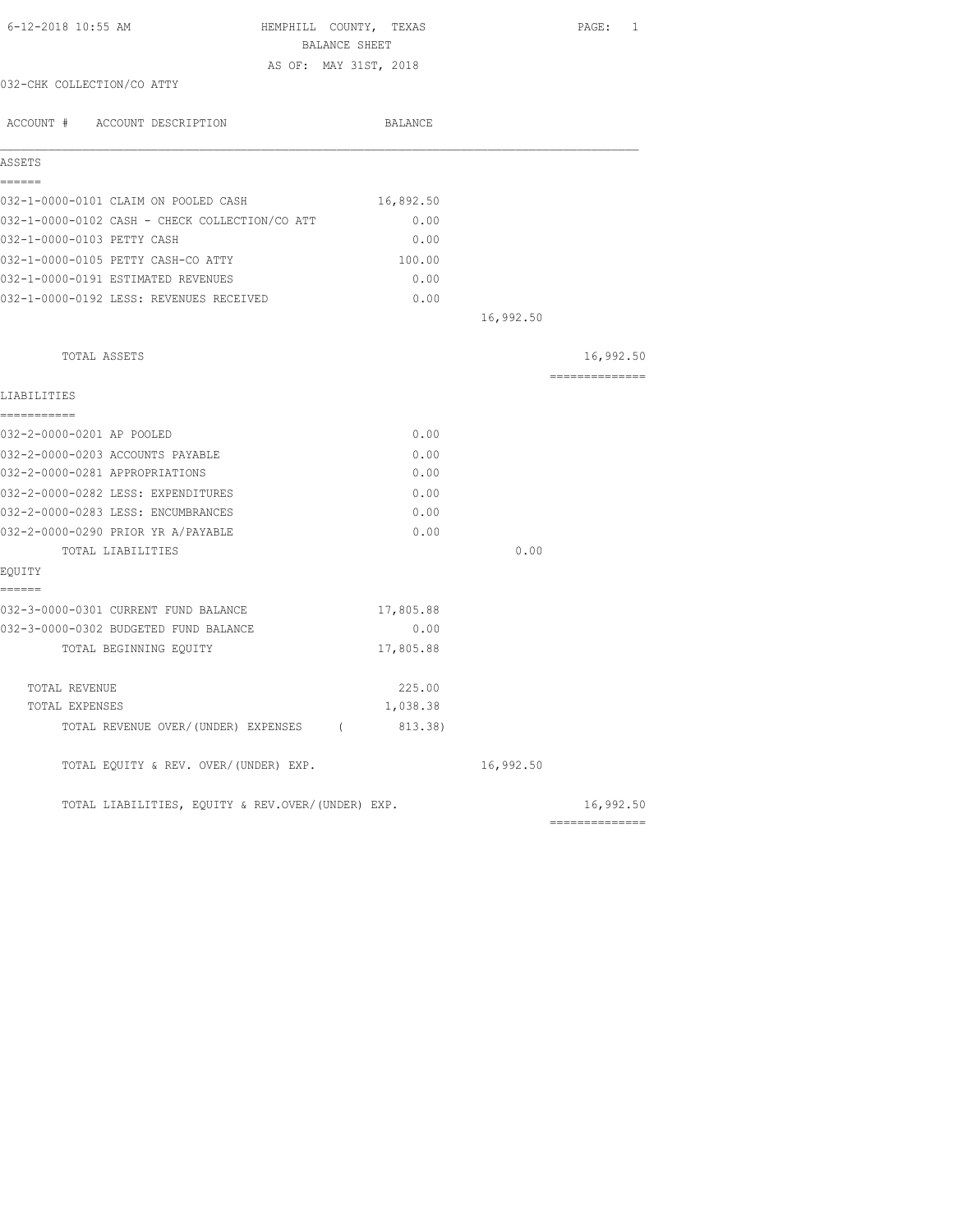6-12-2018 10:55 AM HEMPHILL COUNTY, TEXAS

BALANCE SHEET

AS OF: MAY 31ST, 2018

032-CHK COLLECTION/CO ATTY

| ACCOUNT # ACCOUNT DESCRIPTION | BALANCE | | |
|---|---|---|---|
| **ASSETS** | | | |
| 032-1-0000-0101 CLAIM ON POOLED CASH | 16,892.50 | | |
| 032-1-0000-0102 CASH - CHECK COLLECTION/CO ATT | 0.00 | | |
| 032-1-0000-0103 PETTY CASH | 0.00 | | |
| 032-1-0000-0105 PETTY CASH-CO ATTY | 100.00 | | |
| 032-1-0000-0191 ESTIMATED REVENUES | 0.00 | | |
| 032-1-0000-0192 LESS: REVENUES RECEIVED | 0.00 | | |
| | | 16,992.50 | |
| TOTAL ASSETS | | | 16,992.50 |
| **LIABILITIES** | | | |
| 032-2-0000-0201 AP POOLED | 0.00 | | |
| 032-2-0000-0203 ACCOUNTS PAYABLE | 0.00 | | |
| 032-2-0000-0281 APPROPRIATIONS | 0.00 | | |
| 032-2-0000-0282 LESS: EXPENDITURES | 0.00 | | |
| 032-2-0000-0283 LESS: ENCUMBRANCES | 0.00 | | |
| 032-2-0000-0290 PRIOR YR A/PAYABLE | 0.00 | | |
| TOTAL LIABILITIES | | 0.00 | |
| **EQUITY** | | | |
| 032-3-0000-0301 CURRENT FUND BALANCE | 17,805.88 | | |
| 032-3-0000-0302 BUDGETED FUND BALANCE | 0.00 | | |
| TOTAL BEGINNING EQUITY | 17,805.88 | | |
| TOTAL REVENUE | 225.00 | | |
| TOTAL EXPENSES | 1,038.38 | | |
| TOTAL REVENUE OVER/(UNDER) EXPENSES | ( 813.38) | | |
| TOTAL EQUITY & REV. OVER/(UNDER) EXP. | | 16,992.50 | |
| TOTAL LIABILITIES, EQUITY & REV.OVER/(UNDER) EXP. | | | 16,992.50 |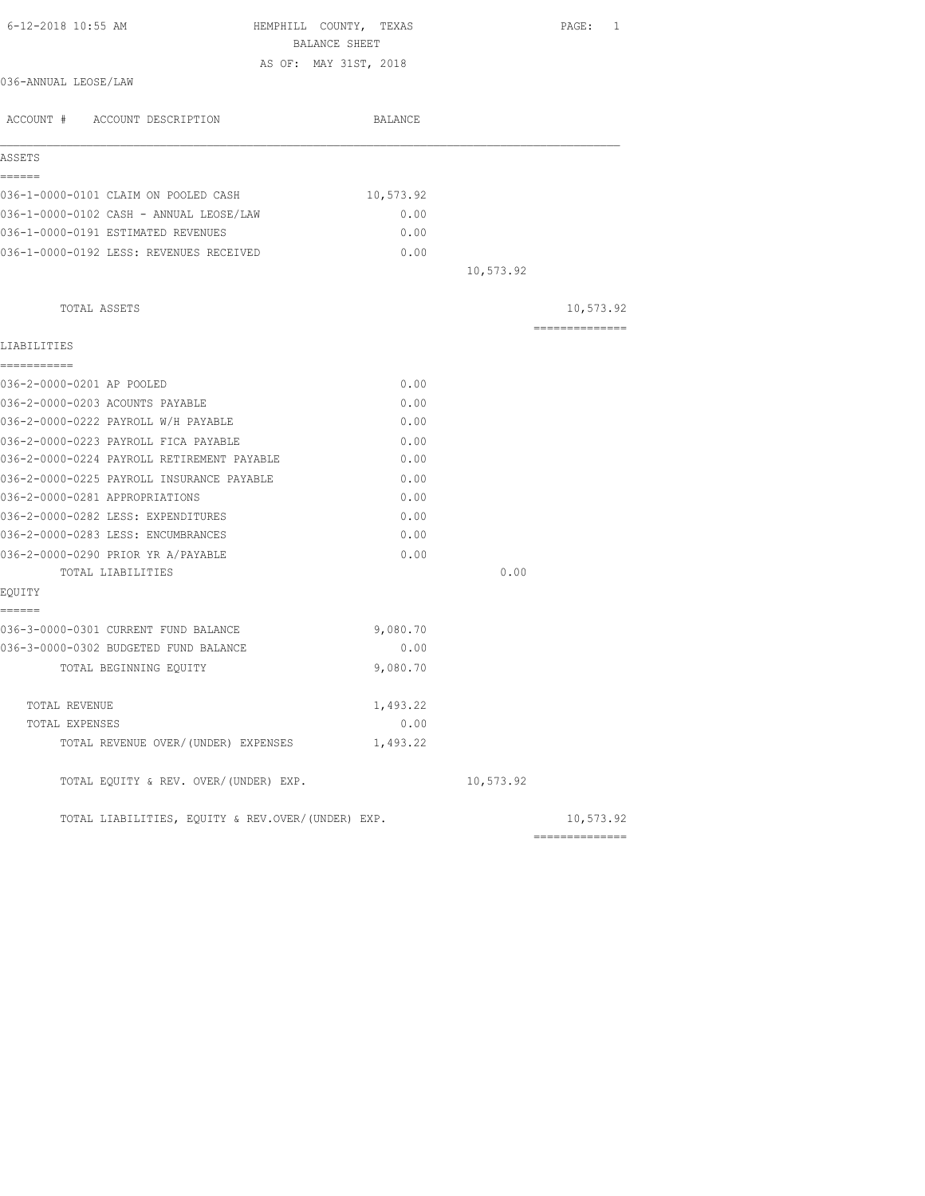6-12-2018 10:55 AM

# HEMPHILL COUNTY, TEXAS
## BALANCE SHEET
AS OF: MAY 31ST, 2018

036-ANNUAL LEOSE/LAW

| ACCOUNT # ACCOUNT DESCRIPTION | BALANCE | | |
|---|---|---|---|
| **ASSETS** | | | |
| 036-1-0000-0101 CLAIM ON POOLED CASH | 10,573.92 | | |
| 036-1-0000-0102 CASH - ANNUAL LEOSE/LAW | 0.00 | | |
| 036-1-0000-0191 ESTIMATED REVENUES | 0.00 | | |
| 036-1-0000-0192 LESS: REVENUES RECEIVED | 0.00 | | |
| | | 10,573.92 | |
| TOTAL ASSETS | | | 10,573.92 |
| **LIABILITIES** | | | |
| 036-2-0000-0201 AP POOLED | 0.00 | | |
| 036-2-0000-0203 ACOUNTS PAYABLE | 0.00 | | |
| 036-2-0000-0222 PAYROLL W/H PAYABLE | 0.00 | | |
| 036-2-0000-0223 PAYROLL FICA PAYABLE | 0.00 | | |
| 036-2-0000-0224 PAYROLL RETIREMENT PAYABLE | 0.00 | | |
| 036-2-0000-0225 PAYROLL INSURANCE PAYABLE | 0.00 | | |
| 036-2-0000-0281 APPROPRIATIONS | 0.00 | | |
| 036-2-0000-0282 LESS: EXPENDITURES | 0.00 | | |
| 036-2-0000-0283 LESS: ENCUMBRANCES | 0.00 | | |
| 036-2-0000-0290 PRIOR YR A/PAYABLE | 0.00 | | |
| TOTAL LIABILITIES | | 0.00 | |
| **EQUITY** | | | |
| 036-3-0000-0301 CURRENT FUND BALANCE | 9,080.70 | | |
| 036-3-0000-0302 BUDGETED FUND BALANCE | 0.00 | | |
| TOTAL BEGINNING EQUITY | 9,080.70 | | |
| TOTAL REVENUE | 1,493.22 | | |
| TOTAL EXPENSES | 0.00 | | |
| TOTAL REVENUE OVER/(UNDER) EXPENSES | 1,493.22 | | |
| TOTAL EQUITY & REV. OVER/(UNDER) EXP. | | 10,573.92 | |
| TOTAL LIABILITIES, EQUITY & REV.OVER/(UNDER) EXP. | | | 10,573.92 |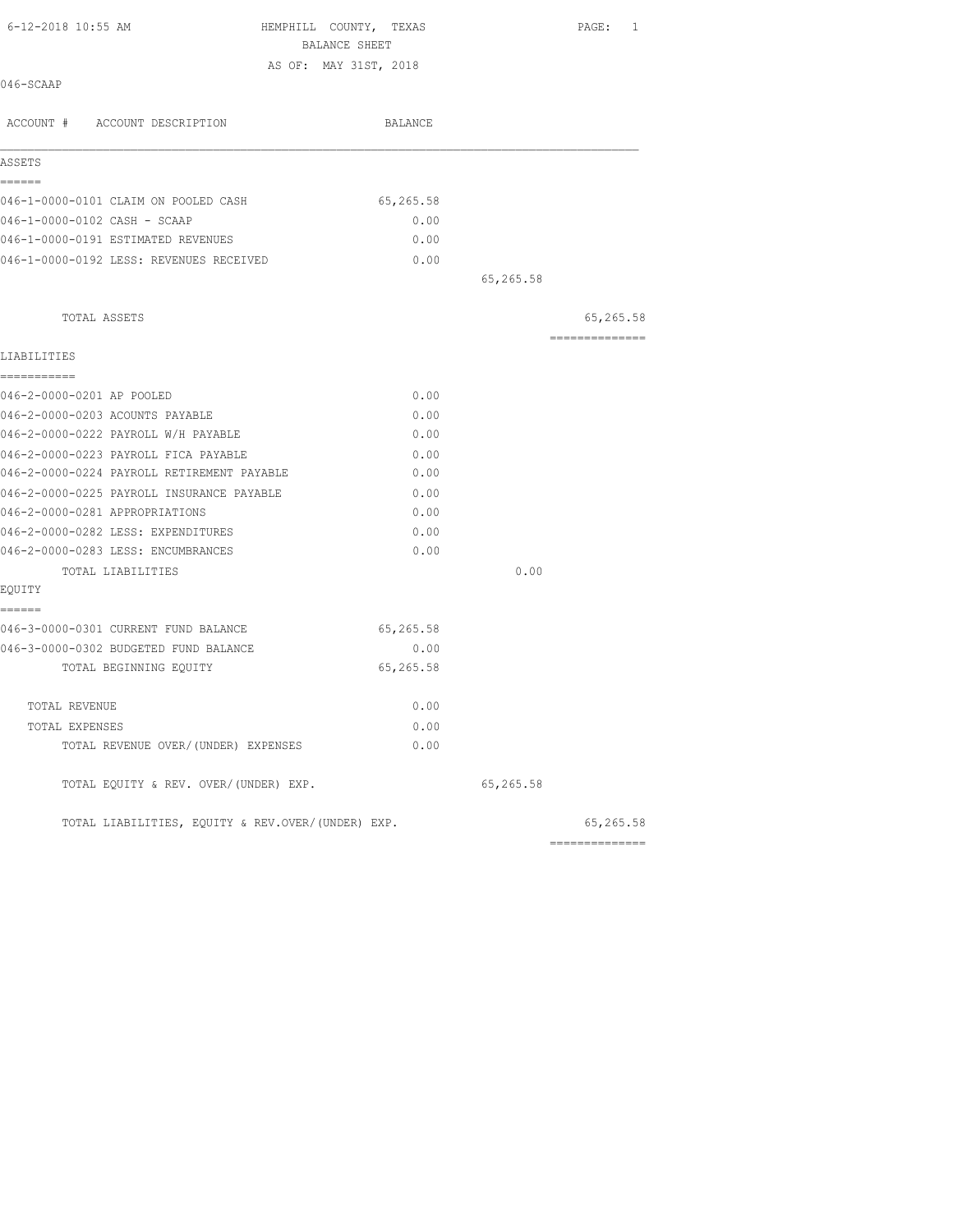6-12-2018 10:55 AM HEMPHILL COUNTY, TEXAS

BALANCE SHEET

AS OF: MAY 31ST, 2018

046-SCAAP

| ACCOUNT # ACCOUNT DESCRIPTION | BALANCE | | |
|---|---|---|---|
| **ASSETS** | | | |
| 046-1-0000-0101 CLAIM ON POOLED CASH | 65,265.58 | | |
| 046-1-0000-0102 CASH - SCAAP | 0.00 | | |
| 046-1-0000-0191 ESTIMATED REVENUES | 0.00 | | |
| 046-1-0000-0192 LESS: REVENUES RECEIVED | 0.00 | | |
| | | 65,265.58 | |
| TOTAL ASSETS | | | 65,265.58 |
| **LIABILITIES** | | | |
| 046-2-0000-0201 AP POOLED | 0.00 | | |
| 046-2-0000-0203 ACOUNTS PAYABLE | 0.00 | | |
| 046-2-0000-0222 PAYROLL W/H PAYABLE | 0.00 | | |
| 046-2-0000-0223 PAYROLL FICA PAYABLE | 0.00 | | |
| 046-2-0000-0224 PAYROLL RETIREMENT PAYABLE | 0.00 | | |
| 046-2-0000-0225 PAYROLL INSURANCE PAYABLE | 0.00 | | |
| 046-2-0000-0281 APPROPRIATIONS | 0.00 | | |
| 046-2-0000-0282 LESS: EXPENDITURES | 0.00 | | |
| 046-2-0000-0283 LESS: ENCUMBRANCES | 0.00 | | |
| TOTAL LIABILITIES | | 0.00 | |
| **EQUITY** | | | |
| 046-3-0000-0301 CURRENT FUND BALANCE | 65,265.58 | | |
| 046-3-0000-0302 BUDGETED FUND BALANCE | 0.00 | | |
| TOTAL BEGINNING EQUITY | 65,265.58 | | |
| TOTAL REVENUE | 0.00 | | |
| TOTAL EXPENSES | 0.00 | | |
| TOTAL REVENUE OVER/(UNDER) EXPENSES | 0.00 | | |
| TOTAL EQUITY & REV. OVER/(UNDER) EXP. | | 65,265.58 | |
| TOTAL LIABILITIES, EQUITY & REV.OVER/(UNDER) EXP. | | | 65,265.58 |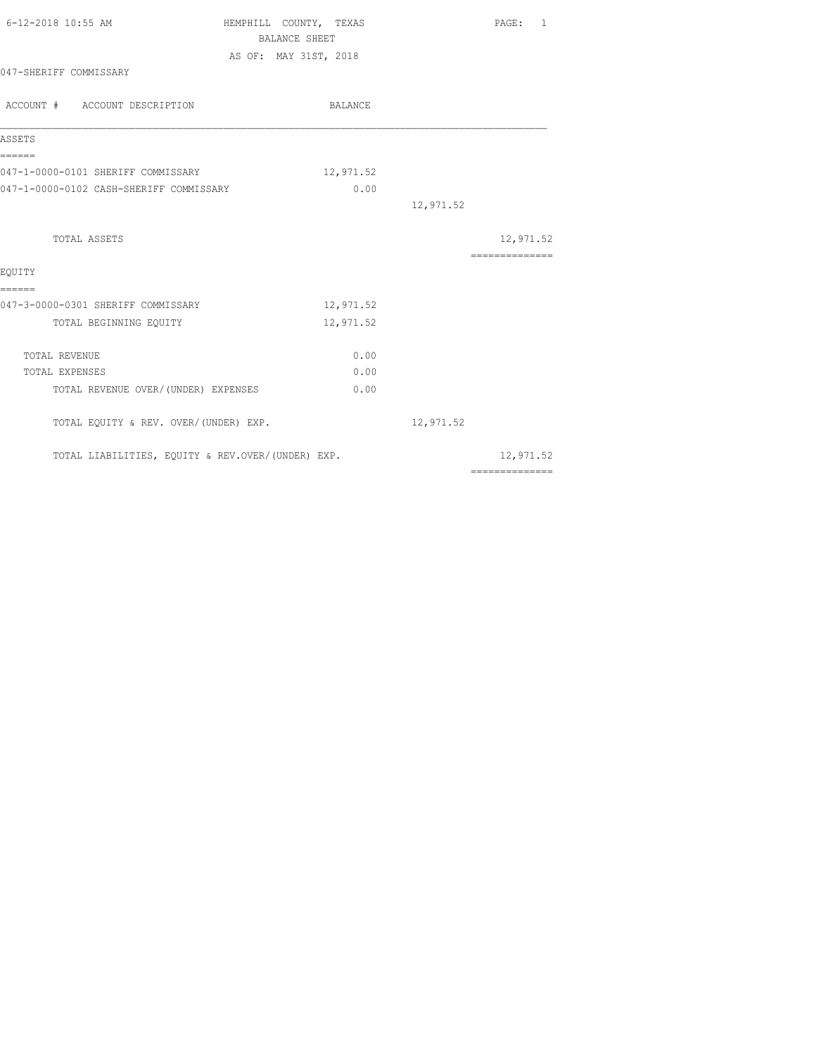6-12-2018 10:55 AM HEMPHILL COUNTY, TEXAS

BALANCE SHEET

AS OF: MAY 31ST, 2018

047-SHERIFF COMMISSARY

| ACCOUNT # ACCOUNT DESCRIPTION | BALANCE | | |
|---|---|---|---|
| **ASSETS** | | | |
| 047-1-0000-0101 SHERIFF COMMISSARY | 12,971.52 | | |
| 047-1-0000-0102 CASH-SHERIFF COMMISSARY | 0.00 | | |
| | | 12,971.52 | |
| TOTAL ASSETS | | | 12,971.52 |
| **EQUITY** | | | |
| 047-3-0000-0301 SHERIFF COMMISSARY | 12,971.52 | | |
| TOTAL BEGINNING EQUITY | 12,971.52 | | |
| TOTAL REVENUE | 0.00 | | |
| TOTAL EXPENSES | 0.00 | | |
| TOTAL REVENUE OVER/(UNDER) EXPENSES | 0.00 | | |
| TOTAL EQUITY & REV. OVER/(UNDER) EXP. | | 12,971.52 | |
| TOTAL LIABILITIES, EQUITY & REV.OVER/(UNDER) EXP. | | | 12,971.52 |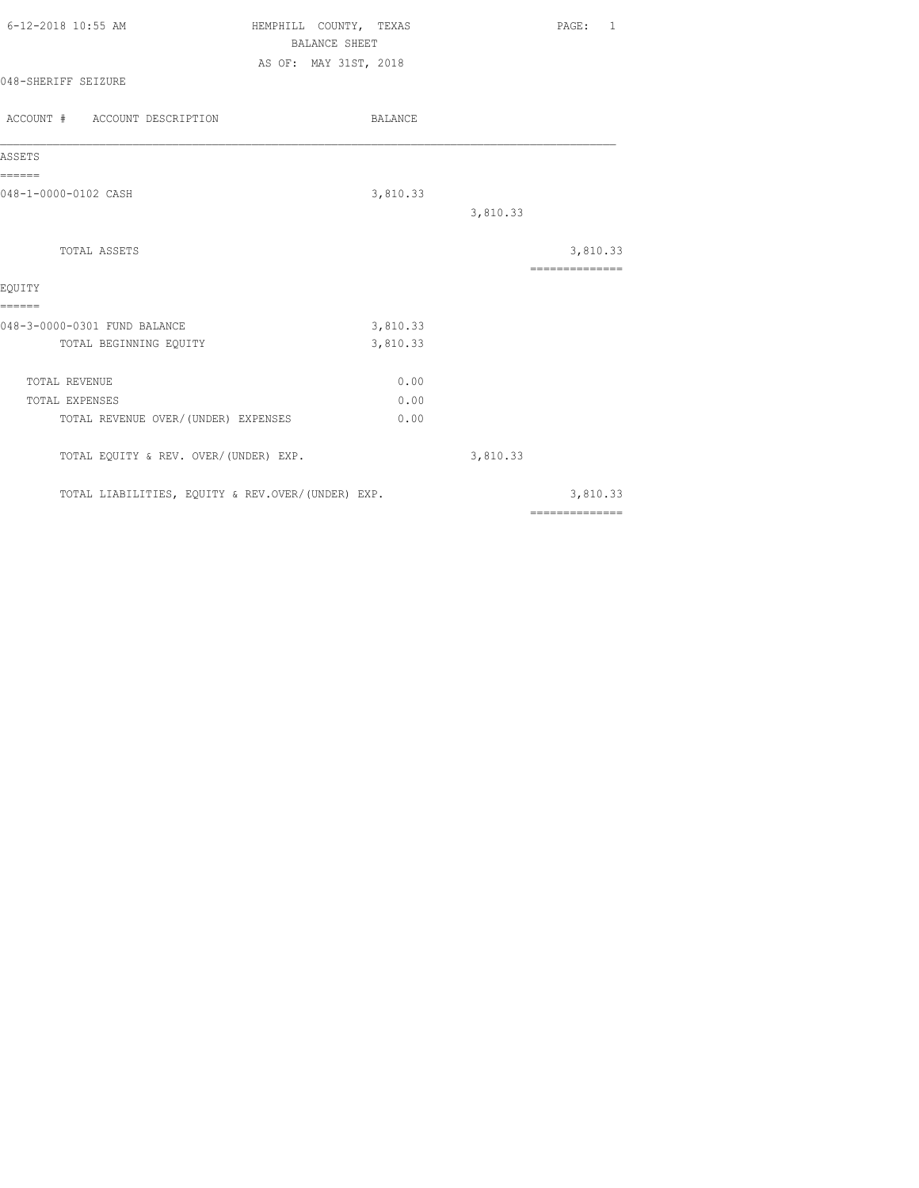HEMPHILL COUNTY, TEXAS
BALANCE SHEET
AS OF: MAY 31ST, 2018

048-SHERIFF SEIZURE

| ACCOUNT # ACCOUNT DESCRIPTION | BALANCE | | |
|---|---|---|---|
| **ASSETS** | | | |
| 048-1-0000-0102 CASH | 3,810.33 | | |
| | | 3,810.33 | |
| TOTAL ASSETS | | | 3,810.33 |
| **EQUITY** | | | |
| 048-3-0000-0301 FUND BALANCE | 3,810.33 | | |
| TOTAL BEGINNING EQUITY | 3,810.33 | | |
| TOTAL REVENUE | 0.00 | | |
| TOTAL EXPENSES | 0.00 | | |
| TOTAL REVENUE OVER/(UNDER) EXPENSES | 0.00 | | |
| TOTAL EQUITY & REV. OVER/(UNDER) EXP. | | 3,810.33 | |
| TOTAL LIABILITIES, EQUITY & REV.OVER/(UNDER) EXP. | | | 3,810.33 |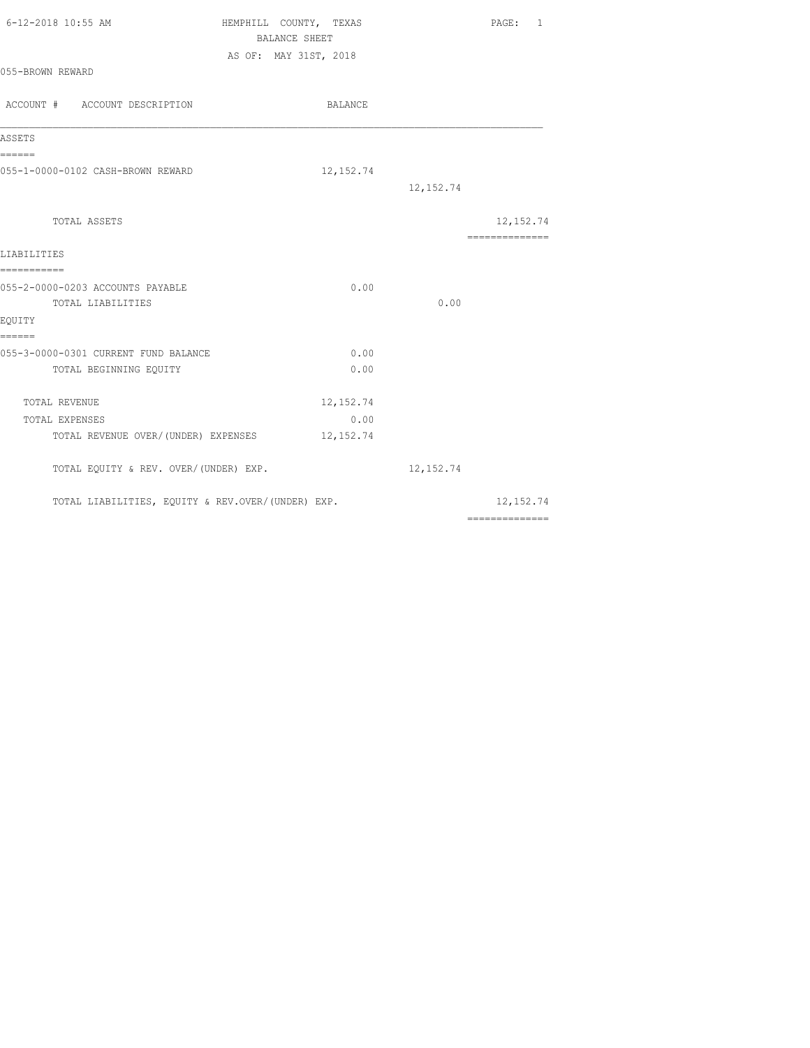6-12-2018 10:55 AM

# HEMPHILL COUNTY, TEXAS
## BALANCE SHEET
AS OF: MAY 31ST, 2018

055-BROWN REWARD

| ACCOUNT # ACCOUNT DESCRIPTION | BALANCE | | |
|---|---|---|---|
| **ASSETS** | | | |
| 055-1-0000-0102 CASH-BROWN REWARD | 12,152.74 | | |
| | | 12,152.74 | |
| TOTAL ASSETS | | | 12,152.74 |
| **LIABILITIES** | | | |
| 055-2-0000-0203 ACCOUNTS PAYABLE | 0.00 | | |
| TOTAL LIABILITIES | | 0.00 | |
| **EQUITY** | | | |
| 055-3-0000-0301 CURRENT FUND BALANCE | 0.00 | | |
| TOTAL BEGINNING EQUITY | 0.00 | | |
| TOTAL REVENUE | 12,152.74 | | |
| TOTAL EXPENSES | 0.00 | | |
| TOTAL REVENUE OVER/(UNDER) EXPENSES | 12,152.74 | | |
| TOTAL EQUITY & REV. OVER/(UNDER) EXP. | | 12,152.74 | |
| TOTAL LIABILITIES, EQUITY & REV.OVER/(UNDER) EXP. | | | 12,152.74 |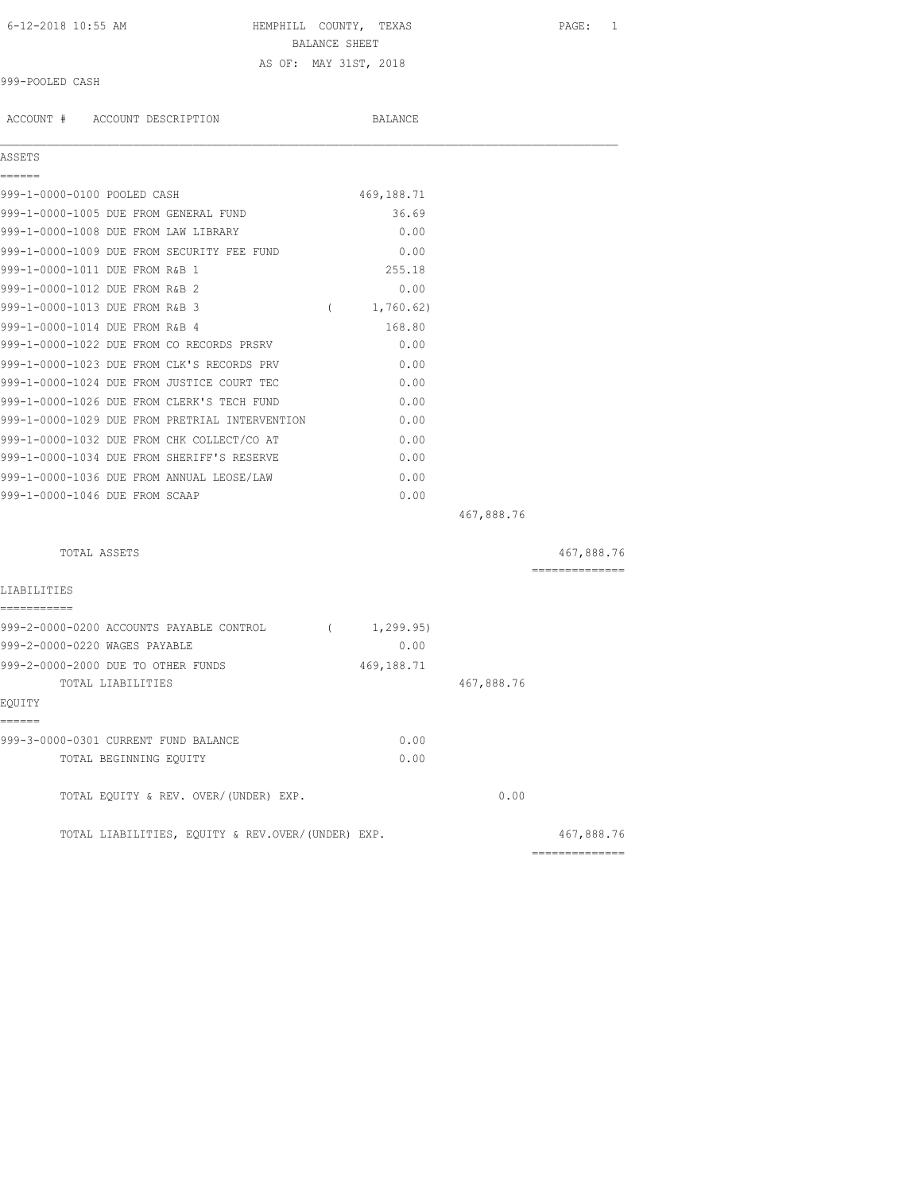HEMPHILL COUNTY, TEXAS

BALANCE SHEET

AS OF: MAY 31ST, 2018

999-POOLED CASH

| ACCOUNT # ACCOUNT DESCRIPTION | BALANCE | | |
|---|---|---|---|
| **ASSETS** | | | |
| 999-1-0000-0100 POOLED CASH | 469,188.71 | | |
| 999-1-0000-1005 DUE FROM GENERAL FUND | 36.69 | | |
| 999-1-0000-1008 DUE FROM LAW LIBRARY | 0.00 | | |
| 999-1-0000-1009 DUE FROM SECURITY FEE FUND | 0.00 | | |
| 999-1-0000-1011 DUE FROM R&B 1 | 255.18 | | |
| 999-1-0000-1012 DUE FROM R&B 2 | 0.00 | | |
| 999-1-0000-1013 DUE FROM R&B 3 | ( 1,760.62) | | |
| 999-1-0000-1014 DUE FROM R&B 4 | 168.80 | | |
| 999-1-0000-1022 DUE FROM CO RECORDS PRSRV | 0.00 | | |
| 999-1-0000-1023 DUE FROM CLK'S RECORDS PRV | 0.00 | | |
| 999-1-0000-1024 DUE FROM JUSTICE COURT TEC | 0.00 | | |
| 999-1-0000-1026 DUE FROM CLERK'S TECH FUND | 0.00 | | |
| 999-1-0000-1029 DUE FROM PRETRIAL INTERVENTION | 0.00 | | |
| 999-1-0000-1032 DUE FROM CHK COLLECT/CO AT | 0.00 | | |
| 999-1-0000-1034 DUE FROM SHERIFF'S RESERVE | 0.00 | | |
| 999-1-0000-1036 DUE FROM ANNUAL LEOSE/LAW | 0.00 | | |
| 999-1-0000-1046 DUE FROM SCAAP | 0.00 | | |
| | | 467,888.76 | |
| TOTAL ASSETS | | | 467,888.76 |
| **LIABILITIES** | | | |
| 999-2-0000-0200 ACCOUNTS PAYABLE CONTROL | ( 1,299.95) | | |
| 999-2-0000-0220 WAGES PAYABLE | 0.00 | | |
| 999-2-0000-2000 DUE TO OTHER FUNDS | 469,188.71 | | |
| TOTAL LIABILITIES | | 467,888.76 | |
| **EQUITY** | | | |
| 999-3-0000-0301 CURRENT FUND BALANCE | 0.00 | | |
| TOTAL BEGINNING EQUITY | 0.00 | | |
| TOTAL EQUITY & REV. OVER/(UNDER) EXP. | | 0.00 | |
| TOTAL LIABILITIES, EQUITY & REV.OVER/(UNDER) EXP. | | | 467,888.76 |